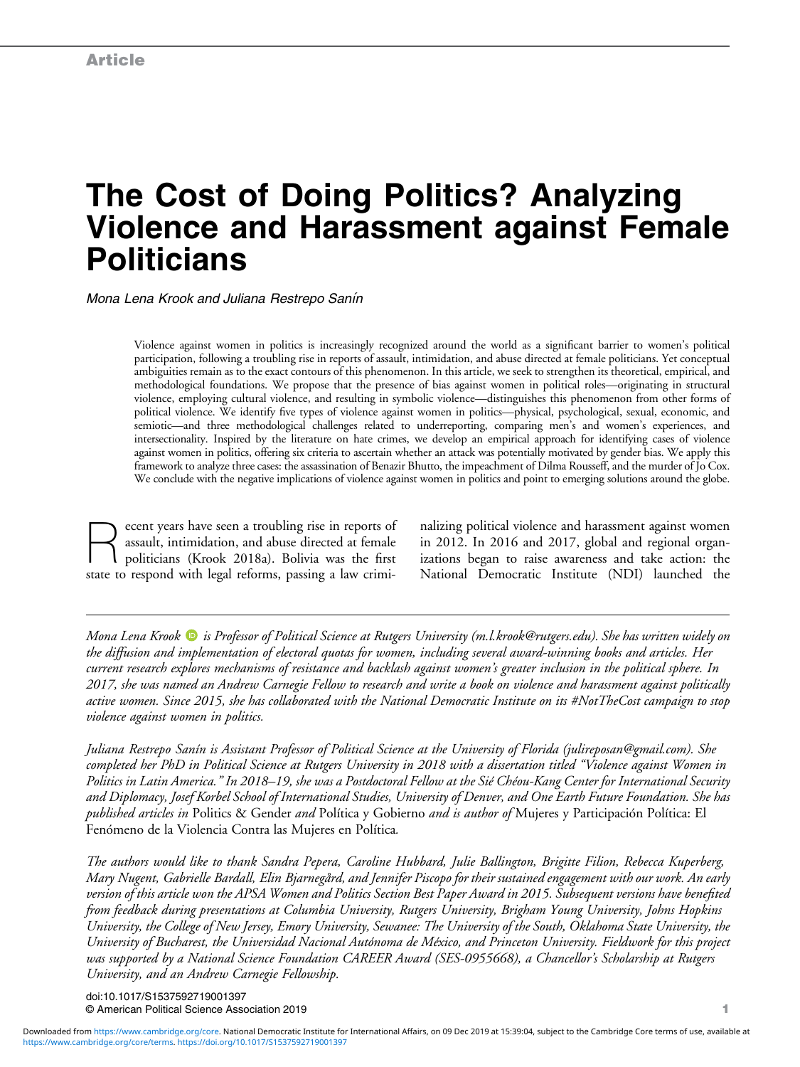Article

# The Cost of Doing Politics? Analyzing Violence and Harassment against Female Politicians

*Mona Lena Krook and Juliana Restrepo Sanín*

Violence against women in politics is increasingly recognized around the world as a significant barrier to women's political participation, following a troubling rise in reports of assault, intimidation, and abuse directed at female politicians. Yet conceptual ambiguities remain as to the exact contours of this phenomenon. In this article, we seek to strengthen its theoretical, empirical, and methodological foundations. We propose that the presence of bias against women in political roles—originating in structural violence, employing cultural violence, and resulting in symbolic violence—distinguishes this phenomenon from other forms of political violence. We identify five types of violence against women in politics—physical, psychological, sexual, economic, and semiotic—and three methodological challenges related to underreporting, comparing men's and women's experiences, and intersectionality. Inspired by the literature on hate crimes, we develop an empirical approach for identifying cases of violence against women in politics, offering six criteria to ascertain whether an attack was potentially motivated by gender bias. We apply this framework to analyze three cases: the assassination of Benazir Bhutto, the impeachment of Dilma Rousseff, and the murder of Jo Cox. We conclude with the negative implications of violence against women in politics and point to emerging solutions around the globe.

Recent years have seen a troubling rise in reports of assault, intimidation, and abuse directed at female politicians (Krook 2018a). Bolivia was the first state to respond with legal reforms, passing a law criminalizing political violence and harassment against women in 2012. In 2016 and 2017, global and regional organizations began to raise awareness and take action: the National Democratic Institute (NDI) launched the

---

*Mona Lena Krook is Professor of Political Science at Rutgers University (m.l.krook@rutgers.edu). She has written widely on the diffusion and implementation of electoral quotas for women, including several award-winning books and articles. Her current research explores mechanisms of resistance and backlash against women's greater inclusion in the political sphere. In 2017, she was named an Andrew Carnegie Fellow to research and write a book on violence and harassment against politically active women. Since 2015, she has collaborated with the National Democratic Institute on its #NotTheCost campaign to stop violence against women in politics.*

*Juliana Restrepo Sanín is Assistant Professor of Political Science at the University of Florida (julireposan@gmail.com). She completed her PhD in Political Science at Rutgers University in 2018 with a dissertation titled "Violence against Women in Politics in Latin America." In 2018–19, she was a Postdoctoral Fellow at the Sié Chéou-Kang Center for International Security and Diplomacy, Josef Korbel School of International Studies, University of Denver, and One Earth Future Foundation. She has published articles in* Politics & Gender *and* Política y Gobierno *and is author of* Mujeres y Participación Política: El Fenómeno de la Violencia Contra las Mujeres en Política.

*The authors would like to thank Sandra Pepera, Caroline Hubbard, Julie Ballington, Brigitte Filion, Rebecca Kuperberg, Mary Nugent, Gabrielle Bardall, Elin Bjarnegård, and Jennifer Piscopo for their sustained engagement with our work. An early version of this article won the APSA Women and Politics Section Best Paper Award in 2015. Subsequent versions have benefited from feedback during presentations at Columbia University, Rutgers University, Brigham Young University, Johns Hopkins University, the College of New Jersey, Emory University, Sewanee: The University of the South, Oklahoma State University, the University of Bucharest, the Universidad Nacional Autónoma de México, and Princeton University. Fieldwork for this project was supported by a National Science Foundation CAREER Award (SES-0955668), a Chancellor's Scholarship at Rutgers University, and an Andrew Carnegie Fellowship.*

doi:10.1017/S1537592719001397
© American Political Science Association 2019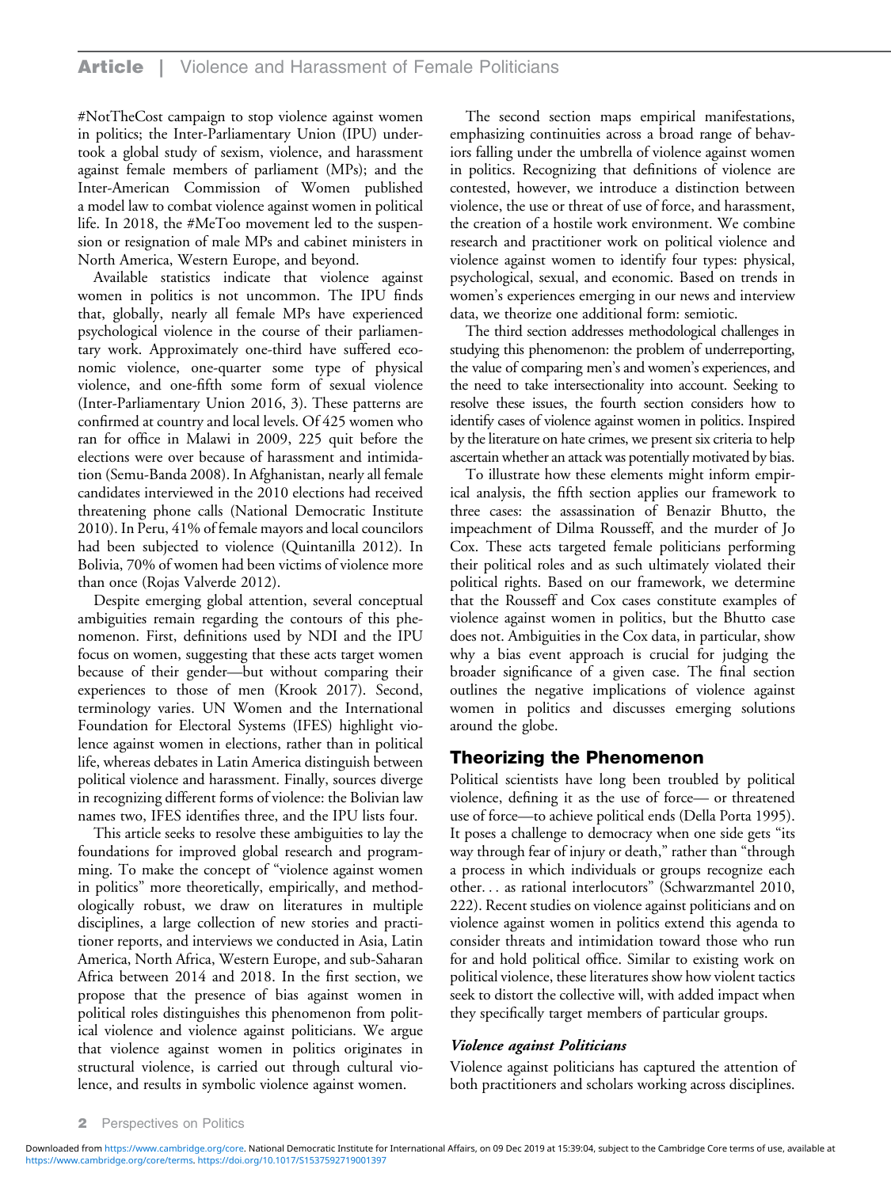#NotTheCost campaign to stop violence against women in politics; the Inter-Parliamentary Union (IPU) undertook a global study of sexism, violence, and harassment against female members of parliament (MPs); and the Inter-American Commission of Women published a model law to combat violence against women in political life. In 2018, the #MeToo movement led to the suspension or resignation of male MPs and cabinet ministers in North America, Western Europe, and beyond.

Available statistics indicate that violence against women in politics is not uncommon. The IPU finds that, globally, nearly all female MPs have experienced psychological violence in the course of their parliamentary work. Approximately one-third have suffered economic violence, one-quarter some type of physical violence, and one-fifth some form of sexual violence (Inter-Parliamentary Union 2016, 3). These patterns are confirmed at country and local levels. Of 425 women who ran for office in Malawi in 2009, 225 quit before the elections were over because of harassment and intimidation (Semu-Banda 2008). In Afghanistan, nearly all female candidates interviewed in the 2010 elections had received threatening phone calls (National Democratic Institute 2010). In Peru, 41% of female mayors and local councilors had been subjected to violence (Quintanilla 2012). In Bolivia, 70% of women had been victims of violence more than once (Rojas Valverde 2012).

Despite emerging global attention, several conceptual ambiguities remain regarding the contours of this phenomenon. First, definitions used by NDI and the IPU focus on women, suggesting that these acts target women because of their gender—but without comparing their experiences to those of men (Krook 2017). Second, terminology varies. UN Women and the International Foundation for Electoral Systems (IFES) highlight violence against women in elections, rather than in political life, whereas debates in Latin America distinguish between political violence and harassment. Finally, sources diverge in recognizing different forms of violence: the Bolivian law names two, IFES identifies three, and the IPU lists four.

This article seeks to resolve these ambiguities to lay the foundations for improved global research and programming. To make the concept of "violence against women in politics" more theoretically, empirically, and methodologically robust, we draw on literatures in multiple disciplines, a large collection of new stories and practitioner reports, and interviews we conducted in Asia, Latin America, North Africa, Western Europe, and sub-Saharan Africa between 2014 and 2018. In the first section, we propose that the presence of bias against women in political roles distinguishes this phenomenon from political violence and violence against politicians. We argue that violence against women in politics originates in structural violence, is carried out through cultural violence, and results in symbolic violence against women.

The second section maps empirical manifestations, emphasizing continuities across a broad range of behaviors falling under the umbrella of violence against women in politics. Recognizing that definitions of violence are contested, however, we introduce a distinction between violence, the use or threat of use of force, and harassment, the creation of a hostile work environment. We combine research and practitioner work on political violence and violence against women to identify four types: physical, psychological, sexual, and economic. Based on trends in women's experiences emerging in our news and interview data, we theorize one additional form: semiotic.

The third section addresses methodological challenges in studying this phenomenon: the problem of underreporting, the value of comparing men's and women's experiences, and the need to take intersectionality into account. Seeking to resolve these issues, the fourth section considers how to identify cases of violence against women in politics. Inspired by the literature on hate crimes, we present six criteria to help ascertain whether an attack was potentially motivated by bias.

To illustrate how these elements might inform empirical analysis, the fifth section applies our framework to three cases: the assassination of Benazir Bhutto, the impeachment of Dilma Rousseff, and the murder of Jo Cox. These acts targeted female politicians performing their political roles and as such ultimately violated their political rights. Based on our framework, we determine that the Rousseff and Cox cases constitute examples of violence against women in politics, but the Bhutto case does not. Ambiguities in the Cox data, in particular, show why a bias event approach is crucial for judging the broader significance of a given case. The final section outlines the negative implications of violence against women in politics and discusses emerging solutions around the globe.

## Theorizing the Phenomenon

Political scientists have long been troubled by political violence, defining it as the use of force— or threatened use of force—to achieve political ends (Della Porta 1995). It poses a challenge to democracy when one side gets "its way through fear of injury or death," rather than "through a process in which individuals or groups recognize each other. . . as rational interlocutors" (Schwarzmantel 2010, 222). Recent studies on violence against politicians and on violence against women in politics extend this agenda to consider threats and intimidation toward those who run for and hold political office. Similar to existing work on political violence, these literatures show how violent tactics seek to distort the collective will, with added impact when they specifically target members of particular groups.

### *Violence against Politicians*

Violence against politicians has captured the attention of both practitioners and scholars working across disciplines.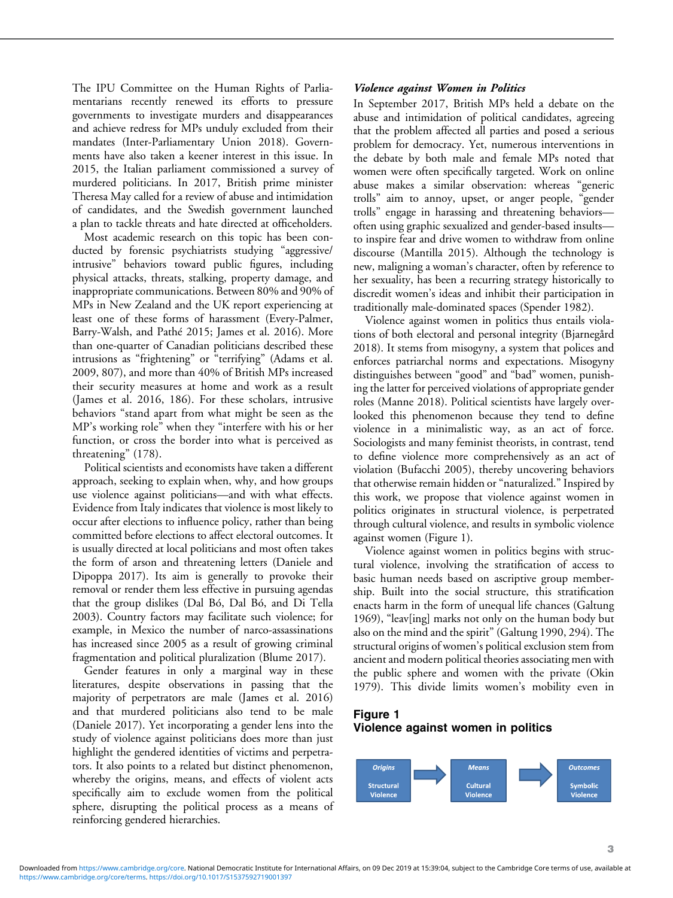The IPU Committee on the Human Rights of Parliamentarians recently renewed its efforts to pressure governments to investigate murders and disappearances and achieve redress for MPs unduly excluded from their mandates (Inter-Parliamentary Union 2018). Governments have also taken a keener interest in this issue. In 2015, the Italian parliament commissioned a survey of murdered politicians. In 2017, British prime minister Theresa May called for a review of abuse and intimidation of candidates, and the Swedish government launched a plan to tackle threats and hate directed at officeholders.

Most academic research on this topic has been conducted by forensic psychiatrists studying "aggressive/intrusive" behaviors toward public figures, including physical attacks, threats, stalking, property damage, and inappropriate communications. Between 80% and 90% of MPs in New Zealand and the UK report experiencing at least one of these forms of harassment (Every-Palmer, Barry-Walsh, and Pathé 2015; James et al. 2016). More than one-quarter of Canadian politicians described these intrusions as "frightening" or "terrifying" (Adams et al. 2009, 807), and more than 40% of British MPs increased their security measures at home and work as a result (James et al. 2016, 186). For these scholars, intrusive behaviors "stand apart from what might be seen as the MP's working role" when they "interfere with his or her function, or cross the border into what is perceived as threatening" (178).

Political scientists and economists have taken a different approach, seeking to explain when, why, and how groups use violence against politicians—and with what effects. Evidence from Italy indicates that violence is most likely to occur after elections to influence policy, rather than being committed before elections to affect electoral outcomes. It is usually directed at local politicians and most often takes the form of arson and threatening letters (Daniele and Dipoppa 2017). Its aim is generally to provoke their removal or render them less effective in pursuing agendas that the group dislikes (Dal Bó, Dal Bó, and Di Tella 2003). Country factors may facilitate such violence; for example, in Mexico the number of narco-assassinations has increased since 2005 as a result of growing criminal fragmentation and political pluralization (Blume 2017).

Gender features in only a marginal way in these literatures, despite observations in passing that the majority of perpetrators are male (James et al. 2016) and that murdered politicians also tend to be male (Daniele 2017). Yet incorporating a gender lens into the study of violence against politicians does more than just highlight the gendered identities of victims and perpetrators. It also points to a related but distinct phenomenon, whereby the origins, means, and effects of violent acts specifically aim to exclude women from the political sphere, disrupting the political process as a means of reinforcing gendered hierarchies.

### *Violence against Women in Politics*

In September 2017, British MPs held a debate on the abuse and intimidation of political candidates, agreeing that the problem affected all parties and posed a serious problem for democracy. Yet, numerous interventions in the debate by both male and female MPs noted that women were often specifically targeted. Work on online abuse makes a similar observation: whereas "generic trolls" aim to annoy, upset, or anger people, "gender trolls" engage in harassing and threatening behaviors—often using graphic sexualized and gender-based insults—to inspire fear and drive women to withdraw from online discourse (Mantilla 2015). Although the technology is new, maligning a woman's character, often by reference to her sexuality, has been a recurring strategy historically to discredit women's ideas and inhibit their participation in traditionally male-dominated spaces (Spender 1982).

Violence against women in politics thus entails violations of both electoral and personal integrity (Bjarnegård 2018). It stems from misogyny, a system that polices and enforces patriarchal norms and expectations. Misogyny distinguishes between "good" and "bad" women, punishing the latter for perceived violations of appropriate gender roles (Manne 2018). Political scientists have largely overlooked this phenomenon because they tend to define violence in a minimalistic way, as an act of force. Sociologists and many feminist theorists, in contrast, tend to define violence more comprehensively as an act of violation (Bufacchi 2005), thereby uncovering behaviors that otherwise remain hidden or "naturalized." Inspired by this work, we propose that violence against women in politics originates in structural violence, is perpetrated through cultural violence, and results in symbolic violence against women (Figure 1).

Violence against women in politics begins with structural violence, involving the stratification of access to basic human needs based on ascriptive group membership. Built into the social structure, this stratification enacts harm in the form of unequal life chances (Galtung 1969), "leav[ing] marks not only on the human body but also on the mind and the spirit" (Galtung 1990, 294). The structural origins of women's political exclusion stem from ancient and modern political theories associating men with the public sphere and women with the private (Okin 1979). This divide limits women's mobility even in

**Figure 1**
**Violence against women in politics**

| Origins | | Means | | Outcomes |
|---|---|---|---|---|
| Structural Violence | → | Cultural Violence | → | Symbolic Violence |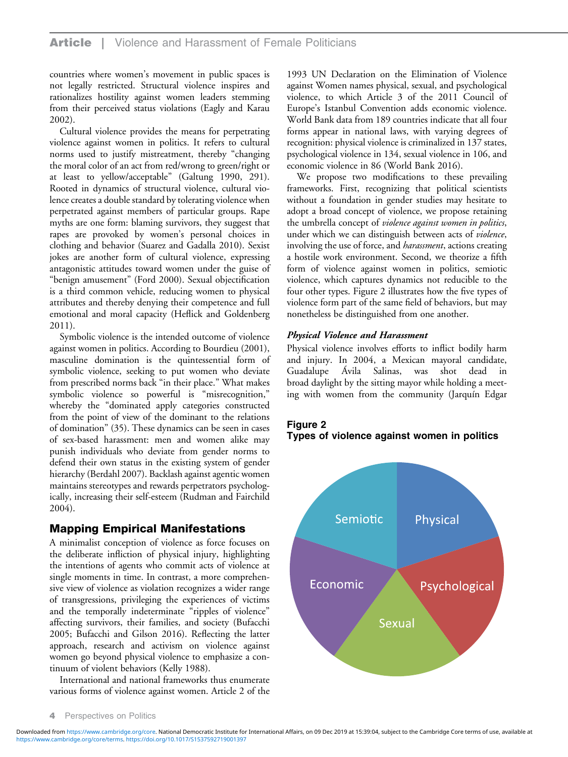countries where women's movement in public spaces is not legally restricted. Structural violence inspires and rationalizes hostility against women leaders stemming from their perceived status violations (Eagly and Karau 2002).

Cultural violence provides the means for perpetrating violence against women in politics. It refers to cultural norms used to justify mistreatment, thereby "changing the moral color of an act from red/wrong to green/right or at least to yellow/acceptable" (Galtung 1990, 291). Rooted in dynamics of structural violence, cultural violence creates a double standard by tolerating violence when perpetrated against members of particular groups. Rape myths are one form: blaming survivors, they suggest that rapes are provoked by women's personal choices in clothing and behavior (Suarez and Gadalla 2010). Sexist jokes are another form of cultural violence, expressing antagonistic attitudes toward women under the guise of "benign amusement" (Ford 2000). Sexual objectification is a third common vehicle, reducing women to physical attributes and thereby denying their competence and full emotional and moral capacity (Heflick and Goldenberg 2011).

Symbolic violence is the intended outcome of violence against women in politics. According to Bourdieu (2001), masculine domination is the quintessential form of symbolic violence, seeking to put women who deviate from prescribed norms back "in their place." What makes symbolic violence so powerful is "misrecognition," whereby the "dominated apply categories constructed from the point of view of the dominant to the relations of domination" (35). These dynamics can be seen in cases of sex-based harassment: men and women alike may punish individuals who deviate from gender norms to defend their own status in the existing system of gender hierarchy (Berdahl 2007). Backlash against agentic women maintains stereotypes and rewards perpetrators psychologically, increasing their self-esteem (Rudman and Fairchild 2004).

## Mapping Empirical Manifestations

A minimalist conception of violence as force focuses on the deliberate infliction of physical injury, highlighting the intentions of agents who commit acts of violence at single moments in time. In contrast, a more comprehensive view of violence as violation recognizes a wider range of transgressions, privileging the experiences of victims and the temporally indeterminate "ripples of violence" affecting survivors, their families, and society (Bufacchi 2005; Bufacchi and Gilson 2016). Reflecting the latter approach, research and activism on violence against women go beyond physical violence to emphasize a continuum of violent behaviors (Kelly 1988).

International and national frameworks thus enumerate various forms of violence against women. Article 2 of the 1993 UN Declaration on the Elimination of Violence against Women names physical, sexual, and psychological violence, to which Article 3 of the 2011 Council of Europe's Istanbul Convention adds economic violence. World Bank data from 189 countries indicate that all four forms appear in national laws, with varying degrees of recognition: physical violence is criminalized in 137 states, psychological violence in 134, sexual violence in 106, and economic violence in 86 (World Bank 2016).

We propose two modifications to these prevailing frameworks. First, recognizing that political scientists without a foundation in gender studies may hesitate to adopt a broad concept of violence, we propose retaining the umbrella concept of *violence against women in politics*, under which we can distinguish between acts of *violence*, involving the use of force, and *harassment*, actions creating a hostile work environment. Second, we theorize a fifth form of violence against women in politics, semiotic violence, which captures dynamics not reducible to the four other types. Figure 2 illustrates how the five types of violence form part of the same field of behaviors, but may nonetheless be distinguished from one another.

**Figure 2**
**Types of violence against women in politics**

Semiotic | Physical | Psychological | Sexual | Economic

### *Physical Violence and Harassment*

Physical violence involves efforts to inflict bodily harm and injury. In 2004, a Mexican mayoral candidate, Guadalupe Ávila Salinas, was shot dead in broad daylight by the sitting mayor while holding a meeting with women from the community (Jarquín Edgar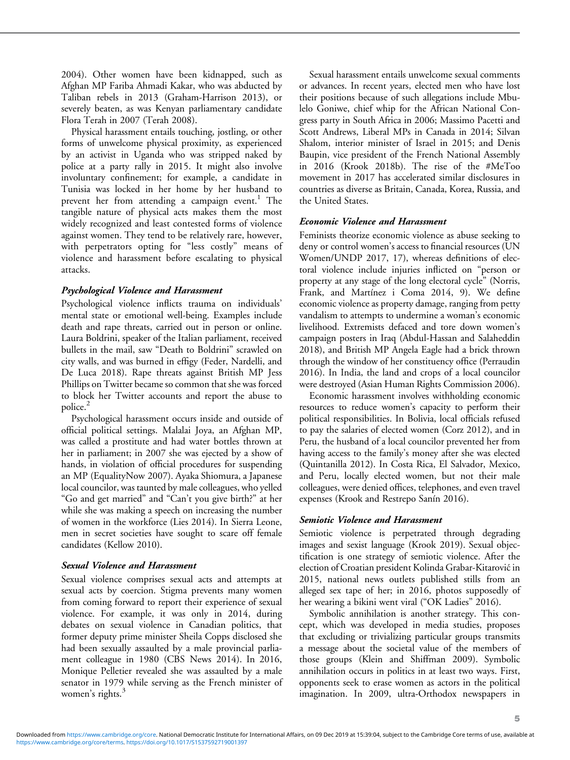2004). Other women have been kidnapped, such as Afghan MP Fariba Ahmadi Kakar, who was abducted by Taliban rebels in 2013 (Graham-Harrison 2013), or severely beaten, as was Kenyan parliamentary candidate Flora Terah in 2007 (Terah 2008).

Physical harassment entails touching, jostling, or other forms of unwelcome physical proximity, as experienced by an activist in Uganda who was stripped naked by police at a party rally in 2015. It might also involve involuntary confinement; for example, a candidate in Tunisia was locked in her home by her husband to prevent her from attending a campaign event.[1] The tangible nature of physical acts makes them the most widely recognized and least contested forms of violence against women. They tend to be relatively rare, however, with perpetrators opting for "less costly" means of violence and harassment before escalating to physical attacks.

### *Psychological Violence and Harassment*

Psychological violence inflicts trauma on individuals' mental state or emotional well-being. Examples include death and rape threats, carried out in person or online. Laura Boldrini, speaker of the Italian parliament, received bullets in the mail, saw "Death to Boldrini" scrawled on city walls, and was burned in effigy (Feder, Nardelli, and De Luca 2018). Rape threats against British MP Jess Phillips on Twitter became so common that she was forced to block her Twitter accounts and report the abuse to police.[2]

Psychological harassment occurs inside and outside of official political settings. Malalai Joya, an Afghan MP, was called a prostitute and had water bottles thrown at her in parliament; in 2007 she was ejected by a show of hands, in violation of official procedures for suspending an MP (EqualityNow 2007). Ayaka Shiomura, a Japanese local councilor, was taunted by male colleagues, who yelled "Go and get married" and "Can't you give birth?" at her while she was making a speech on increasing the number of women in the workforce (Lies 2014). In Sierra Leone, men in secret societies have sought to scare off female candidates (Kellow 2010).

### *Sexual Violence and Harassment*

Sexual violence comprises sexual acts and attempts at sexual acts by coercion. Stigma prevents many women from coming forward to report their experience of sexual violence. For example, it was only in 2014, during debates on sexual violence in Canadian politics, that former deputy prime minister Sheila Copps disclosed she had been sexually assaulted by a male provincial parliament colleague in 1980 (CBS News 2014). In 2016, Monique Pelletier revealed she was assaulted by a male senator in 1979 while serving as the French minister of women's rights.[3]

Sexual harassment entails unwelcome sexual comments or advances. In recent years, elected men who have lost their positions because of such allegations include Mbulelo Goniwe, chief whip for the African National Congress party in South Africa in 2006; Massimo Pacetti and Scott Andrews, Liberal MPs in Canada in 2014; Silvan Shalom, interior minister of Israel in 2015; and Denis Baupin, vice president of the French National Assembly in 2016 (Krook 2018b). The rise of the #MeToo movement in 2017 has accelerated similar disclosures in countries as diverse as Britain, Canada, Korea, Russia, and the United States.

### *Economic Violence and Harassment*

Feminists theorize economic violence as abuse seeking to deny or control women's access to financial resources (UN Women/UNDP 2017, 17), whereas definitions of electoral violence include injuries inflicted on "person or property at any stage of the long electoral cycle" (Norris, Frank, and Martínez i Coma 2014, 9). We define economic violence as property damage, ranging from petty vandalism to attempts to undermine a woman's economic livelihood. Extremists defaced and tore down women's campaign posters in Iraq (Abdul-Hassan and Salaheddin 2018), and British MP Angela Eagle had a brick thrown through the window of her constituency office (Perraudin 2016). In India, the land and crops of a local councilor were destroyed (Asian Human Rights Commission 2006).

Economic harassment involves withholding economic resources to reduce women's capacity to perform their political responsibilities. In Bolivia, local officials refused to pay the salaries of elected women (Corz 2012), and in Peru, the husband of a local councilor prevented her from having access to the family's money after she was elected (Quintanilla 2012). In Costa Rica, El Salvador, Mexico, and Peru, locally elected women, but not their male colleagues, were denied offices, telephones, and even travel expenses (Krook and Restrepo Sanín 2016).

### *Semiotic Violence and Harassment*

Semiotic violence is perpetrated through degrading images and sexist language (Krook 2019). Sexual objectification is one strategy of semiotic violence. After the election of Croatian president Kolinda Grabar-Kitarović in 2015, national news outlets published stills from an alleged sex tape of her; in 2016, photos supposedly of her wearing a bikini went viral ("OK Ladies" 2016).

Symbolic annihilation is another strategy. This concept, which was developed in media studies, proposes that excluding or trivializing particular groups transmits a message about the societal value of the members of those groups (Klein and Shiffman 2009). Symbolic annihilation occurs in politics in at least two ways. First, opponents seek to erase women as actors in the political imagination. In 2009, ultra-Orthodox newspapers in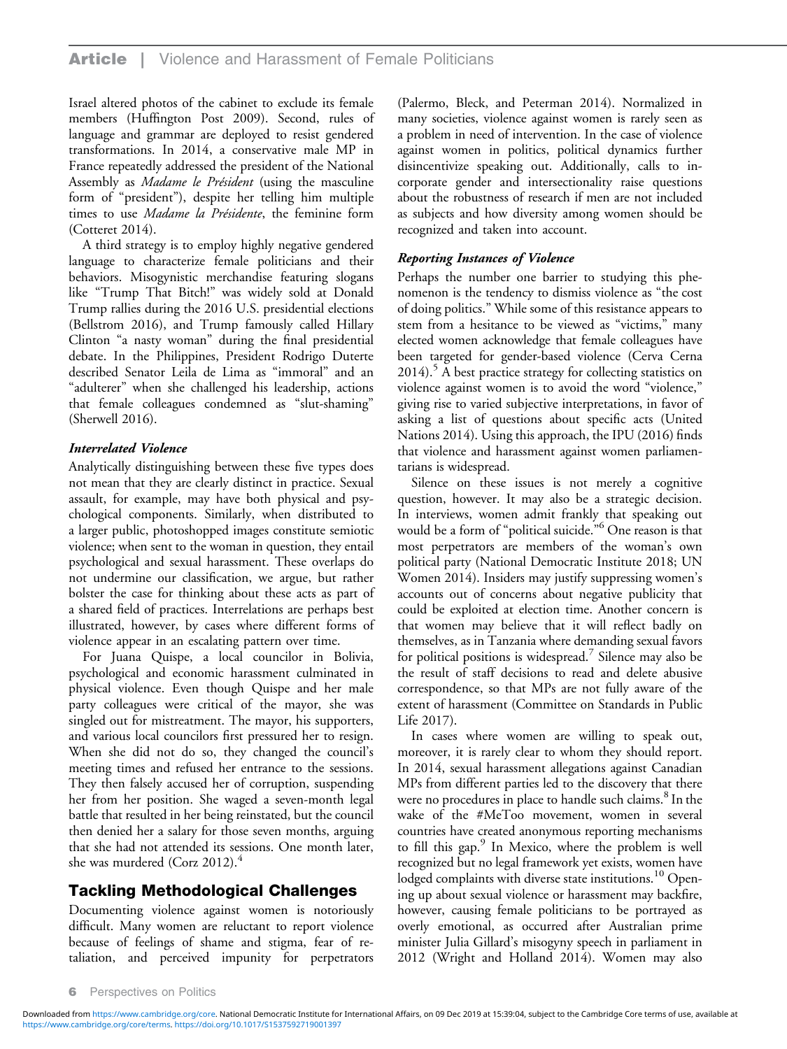Israel altered photos of the cabinet to exclude its female members (Huffington Post 2009). Second, rules of language and grammar are deployed to resist gendered transformations. In 2014, a conservative male MP in France repeatedly addressed the president of the National Assembly as *Madame le Président* (using the masculine form of "president"), despite her telling him multiple times to use *Madame la Présidente*, the feminine form (Cotteret 2014).

A third strategy is to employ highly negative gendered language to characterize female politicians and their behaviors. Misogynistic merchandise featuring slogans like "Trump That Bitch!" was widely sold at Donald Trump rallies during the 2016 U.S. presidential elections (Bellstrom 2016), and Trump famously called Hillary Clinton "a nasty woman" during the final presidential debate. In the Philippines, President Rodrigo Duterte described Senator Leila de Lima as "immoral" and an "adulterer" when she challenged his leadership, actions that female colleagues condemned as "slut-shaming" (Sherwell 2016).

### *Interrelated Violence*

Analytically distinguishing between these five types does not mean that they are clearly distinct in practice. Sexual assault, for example, may have both physical and psychological components. Similarly, when distributed to a larger public, photoshopped images constitute semiotic violence; when sent to the woman in question, they entail psychological and sexual harassment. These overlaps do not undermine our classification, we argue, but rather bolster the case for thinking about these acts as part of a shared field of practices. Interrelations are perhaps best illustrated, however, by cases where different forms of violence appear in an escalating pattern over time.

For Juana Quispe, a local councilor in Bolivia, psychological and economic harassment culminated in physical violence. Even though Quispe and her male party colleagues were critical of the mayor, she was singled out for mistreatment. The mayor, his supporters, and various local councilors first pressured her to resign. When she did not do so, they changed the council's meeting times and refused her entrance to the sessions. They then falsely accused her of corruption, suspending her from her position. She waged a seven-month legal battle that resulted in her being reinstated, but the council then denied her a salary for those seven months, arguing that she had not attended its sessions. One month later, she was murdered (Corz 2012).[4]

## Tackling Methodological Challenges

Documenting violence against women is notoriously difficult. Many women are reluctant to report violence because of feelings of shame and stigma, fear of retaliation, and perceived impunity for perpetrators (Palermo, Bleck, and Peterman 2014). Normalized in many societies, violence against women is rarely seen as a problem in need of intervention. In the case of violence against women in politics, political dynamics further disincentivize speaking out. Additionally, calls to incorporate gender and intersectionality raise questions about the robustness of research if men are not included as subjects and how diversity among women should be recognized and taken into account.

### *Reporting Instances of Violence*

Perhaps the number one barrier to studying this phenomenon is the tendency to dismiss violence as "the cost of doing politics." While some of this resistance appears to stem from a hesitance to be viewed as "victims," many elected women acknowledge that female colleagues have been targeted for gender-based violence (Cerva Cerna 2014).[5] A best practice strategy for collecting statistics on violence against women is to avoid the word "violence," giving rise to varied subjective interpretations, in favor of asking a list of questions about specific acts (United Nations 2014). Using this approach, the IPU (2016) finds that violence and harassment against women parliamentarians is widespread.

Silence on these issues is not merely a cognitive question, however. It may also be a strategic decision. In interviews, women admit frankly that speaking out would be a form of "political suicide."[6] One reason is that most perpetrators are members of the woman's own political party (National Democratic Institute 2018; UN Women 2014). Insiders may justify suppressing women's accounts out of concerns about negative publicity that could be exploited at election time. Another concern is that women may believe that it will reflect badly on themselves, as in Tanzania where demanding sexual favors for political positions is widespread.[7] Silence may also be the result of staff decisions to read and delete abusive correspondence, so that MPs are not fully aware of the extent of harassment (Committee on Standards in Public Life 2017).

In cases where women are willing to speak out, moreover, it is rarely clear to whom they should report. In 2014, sexual harassment allegations against Canadian MPs from different parties led to the discovery that there were no procedures in place to handle such claims.[8] In the wake of the #MeToo movement, women in several countries have created anonymous reporting mechanisms to fill this gap.[9] In Mexico, where the problem is well recognized but no legal framework yet exists, women have lodged complaints with diverse state institutions.[10] Opening up about sexual violence or harassment may backfire, however, causing female politicians to be portrayed as overly emotional, as occurred after Australian prime minister Julia Gillard's misogyny speech in parliament in 2012 (Wright and Holland 2014). Women may also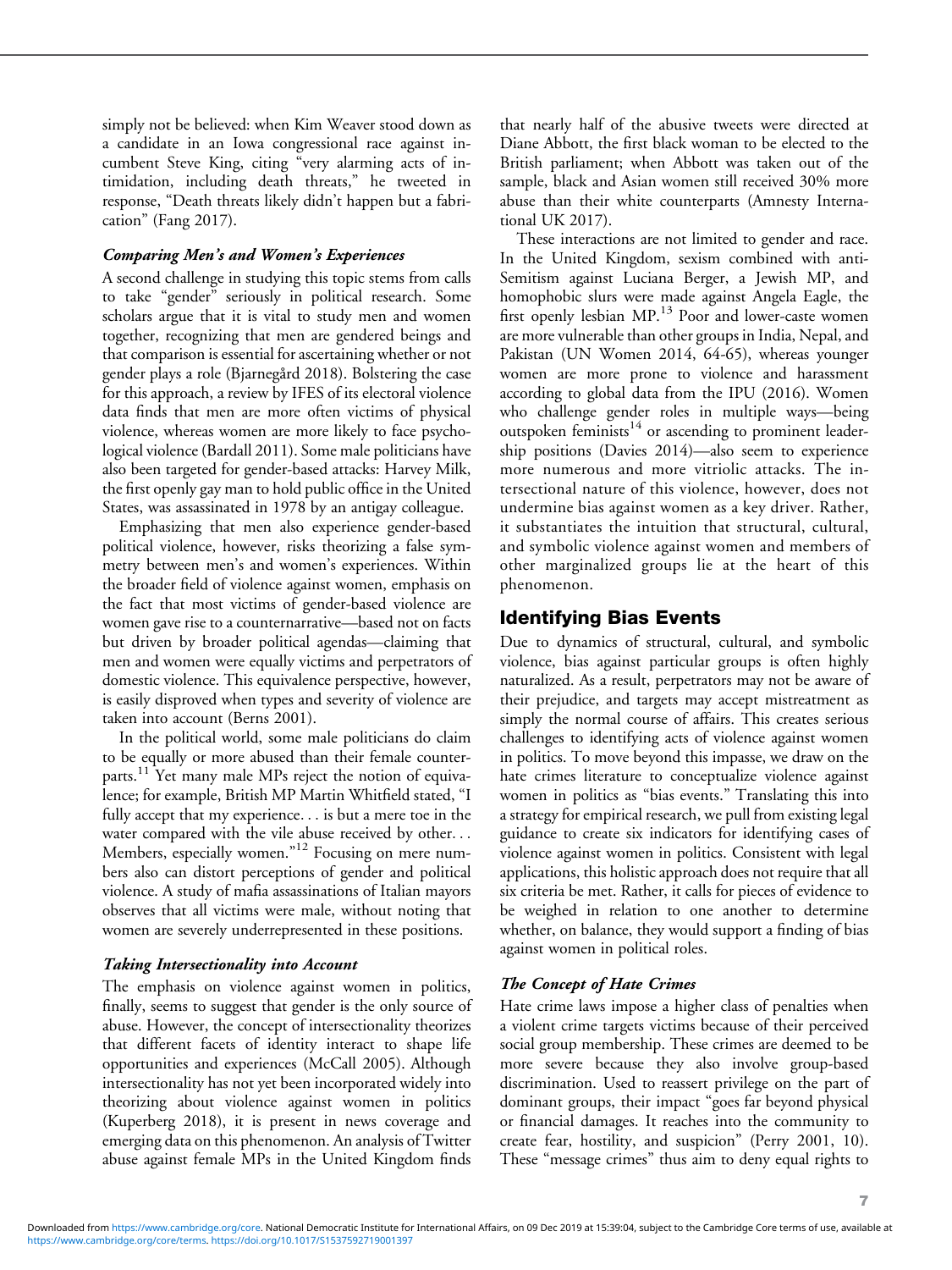simply not be believed: when Kim Weaver stood down as a candidate in an Iowa congressional race against incumbent Steve King, citing "very alarming acts of intimidation, including death threats," he tweeted in response, "Death threats likely didn't happen but a fabrication" (Fang 2017).

### *Comparing Men's and Women's Experiences*

A second challenge in studying this topic stems from calls to take "gender" seriously in political research. Some scholars argue that it is vital to study men and women together, recognizing that men are gendered beings and that comparison is essential for ascertaining whether or not gender plays a role (Bjarnegård 2018). Bolstering the case for this approach, a review by IFES of its electoral violence data finds that men are more often victims of physical violence, whereas women are more likely to face psychological violence (Bardall 2011). Some male politicians have also been targeted for gender-based attacks: Harvey Milk, the first openly gay man to hold public office in the United States, was assassinated in 1978 by an antigay colleague.

Emphasizing that men also experience gender-based political violence, however, risks theorizing a false symmetry between men's and women's experiences. Within the broader field of violence against women, emphasis on the fact that most victims of gender-based violence are women gave rise to a counternarrative—based not on facts but driven by broader political agendas—claiming that men and women were equally victims and perpetrators of domestic violence. This equivalence perspective, however, is easily disproved when types and severity of violence are taken into account (Berns 2001).

In the political world, some male politicians do claim to be equally or more abused than their female counterparts.[11] Yet many male MPs reject the notion of equivalence; for example, British MP Martin Whitfield stated, "I fully accept that my experience. . . is but a mere toe in the water compared with the vile abuse received by other. . . Members, especially women."[12] Focusing on mere numbers also can distort perceptions of gender and political violence. A study of mafia assassinations of Italian mayors observes that all victims were male, without noting that women are severely underrepresented in these positions.

### *Taking Intersectionality into Account*

The emphasis on violence against women in politics, finally, seems to suggest that gender is the only source of abuse. However, the concept of intersectionality theorizes that different facets of identity interact to shape life opportunities and experiences (McCall 2005). Although intersectionality has not yet been incorporated widely into theorizing about violence against women in politics (Kuperberg 2018), it is present in news coverage and emerging data on this phenomenon. An analysis of Twitter abuse against female MPs in the United Kingdom finds that nearly half of the abusive tweets were directed at Diane Abbott, the first black woman to be elected to the British parliament; when Abbott was taken out of the sample, black and Asian women still received 30% more abuse than their white counterparts (Amnesty International UK 2017).

These interactions are not limited to gender and race. In the United Kingdom, sexism combined with anti-Semitism against Luciana Berger, a Jewish MP, and homophobic slurs were made against Angela Eagle, the first openly lesbian MP.[13] Poor and lower-caste women are more vulnerable than other groups in India, Nepal, and Pakistan (UN Women 2014, 64-65), whereas younger women are more prone to violence and harassment according to global data from the IPU (2016). Women who challenge gender roles in multiple ways—being outspoken feminists[14] or ascending to prominent leadership positions (Davies 2014)—also seem to experience more numerous and more vitriolic attacks. The intersectional nature of this violence, however, does not undermine bias against women as a key driver. Rather, it substantiates the intuition that structural, cultural, and symbolic violence against women and members of other marginalized groups lie at the heart of this phenomenon.

## Identifying Bias Events

Due to dynamics of structural, cultural, and symbolic violence, bias against particular groups is often highly naturalized. As a result, perpetrators may not be aware of their prejudice, and targets may accept mistreatment as simply the normal course of affairs. This creates serious challenges to identifying acts of violence against women in politics. To move beyond this impasse, we draw on the hate crimes literature to conceptualize violence against women in politics as "bias events." Translating this into a strategy for empirical research, we pull from existing legal guidance to create six indicators for identifying cases of violence against women in politics. Consistent with legal applications, this holistic approach does not require that all six criteria be met. Rather, it calls for pieces of evidence to be weighed in relation to one another to determine whether, on balance, they would support a finding of bias against women in political roles.

### *The Concept of Hate Crimes*

Hate crime laws impose a higher class of penalties when a violent crime targets victims because of their perceived social group membership. These crimes are deemed to be more severe because they also involve group-based discrimination. Used to reassert privilege on the part of dominant groups, their impact "goes far beyond physical or financial damages. It reaches into the community to create fear, hostility, and suspicion" (Perry 2001, 10). These "message crimes" thus aim to deny equal rights to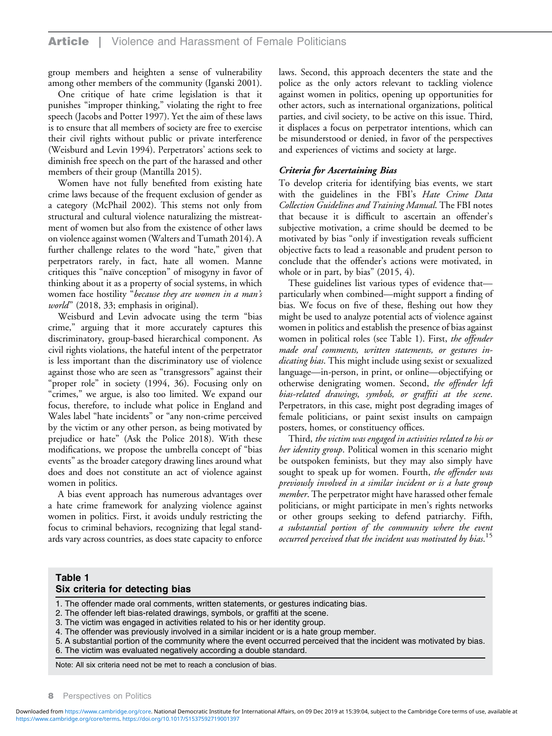group members and heighten a sense of vulnerability among other members of the community (Iganski 2001).

One critique of hate crime legislation is that it punishes "improper thinking," violating the right to free speech (Jacobs and Potter 1997). Yet the aim of these laws is to ensure that all members of society are free to exercise their civil rights without public or private interference (Weisburd and Levin 1994). Perpetrators' actions seek to diminish free speech on the part of the harassed and other members of their group (Mantilla 2015).

Women have not fully benefited from existing hate crime laws because of the frequent exclusion of gender as a category (McPhail 2002). This stems not only from structural and cultural violence naturalizing the mistreatment of women but also from the existence of other laws on violence against women (Walters and Tumath 2014). A further challenge relates to the word "hate," given that perpetrators rarely, in fact, hate all women. Manne critiques this "naïve conception" of misogyny in favor of thinking about it as a property of social systems, in which women face hostility "*because they are women in a man's world*" (2018, 33; emphasis in original).

Weisburd and Levin advocate using the term "bias crime," arguing that it more accurately captures this discriminatory, group-based hierarchical component. As civil rights violations, the hateful intent of the perpetrator is less important than the discriminatory use of violence against those who are seen as "transgressors" against their "proper role" in society (1994, 36). Focusing only on "crimes," we argue, is also too limited. We expand our focus, therefore, to include what police in England and Wales label "hate incidents" or "any non-crime perceived by the victim or any other person, as being motivated by prejudice or hate" (Ask the Police 2018). With these modifications, we propose the umbrella concept of "bias events" as the broader category drawing lines around what does and does not constitute an act of violence against women in politics.

A bias event approach has numerous advantages over a hate crime framework for analyzing violence against women in politics. First, it avoids unduly restricting the focus to criminal behaviors, recognizing that legal standards vary across countries, as does state capacity to enforce laws. Second, this approach decenters the state and the police as the only actors relevant to tackling violence against women in politics, opening up opportunities for other actors, such as international organizations, political parties, and civil society, to be active on this issue. Third, it displaces a focus on perpetrator intentions, which can be misunderstood or denied, in favor of the perspectives and experiences of victims and society at large.

### *Criteria for Ascertaining Bias*

To develop criteria for identifying bias events, we start with the guidelines in the FBI's *Hate Crime Data Collection Guidelines and Training Manual.* The FBI notes that because it is difficult to ascertain an offender's subjective motivation, a crime should be deemed to be motivated by bias "only if investigation reveals sufficient objective facts to lead a reasonable and prudent person to conclude that the offender's actions were motivated, in whole or in part, by bias" (2015, 4).

These guidelines list various types of evidence that—particularly when combined—might support a finding of bias. We focus on five of these, fleshing out how they might be used to analyze potential acts of violence against women in politics and establish the presence of bias against women in political roles (see Table 1). First, *the offender made oral comments, written statements, or gestures indicating bias*. This might include using sexist or sexualized language—in-person, in print, or online—objectifying or otherwise denigrating women. Second, *the offender left bias-related drawings, symbols, or graffiti at the scene*. Perpetrators, in this case, might post degrading images of female politicians, or paint sexist insults on campaign posters, homes, or constituency offices.

Third, *the victim was engaged in activities related to his or her identity group*. Political women in this scenario might be outspoken feminists, but they may also simply have sought to speak up for women. Fourth, *the offender was previously involved in a similar incident or is a hate group member*. The perpetrator might have harassed other female politicians, or might participate in men's rights networks or other groups seeking to defend patriarchy. Fifth, *a substantial portion of the community where the event occurred perceived that the incident was motivated by bias*.[15]

**Table 1**
**Six criteria for detecting bias**

1. The offender made oral comments, written statements, or gestures indicating bias.
2. The offender left bias-related drawings, symbols, or graffiti at the scene.
3. The victim was engaged in activities related to his or her identity group.
4. The offender was previously involved in a similar incident or is a hate group member.
5. A substantial portion of the community where the event occurred perceived that the incident was motivated by bias.
6. The victim was evaluated negatively according a double standard.

Note: All six criteria need not be met to reach a conclusion of bias.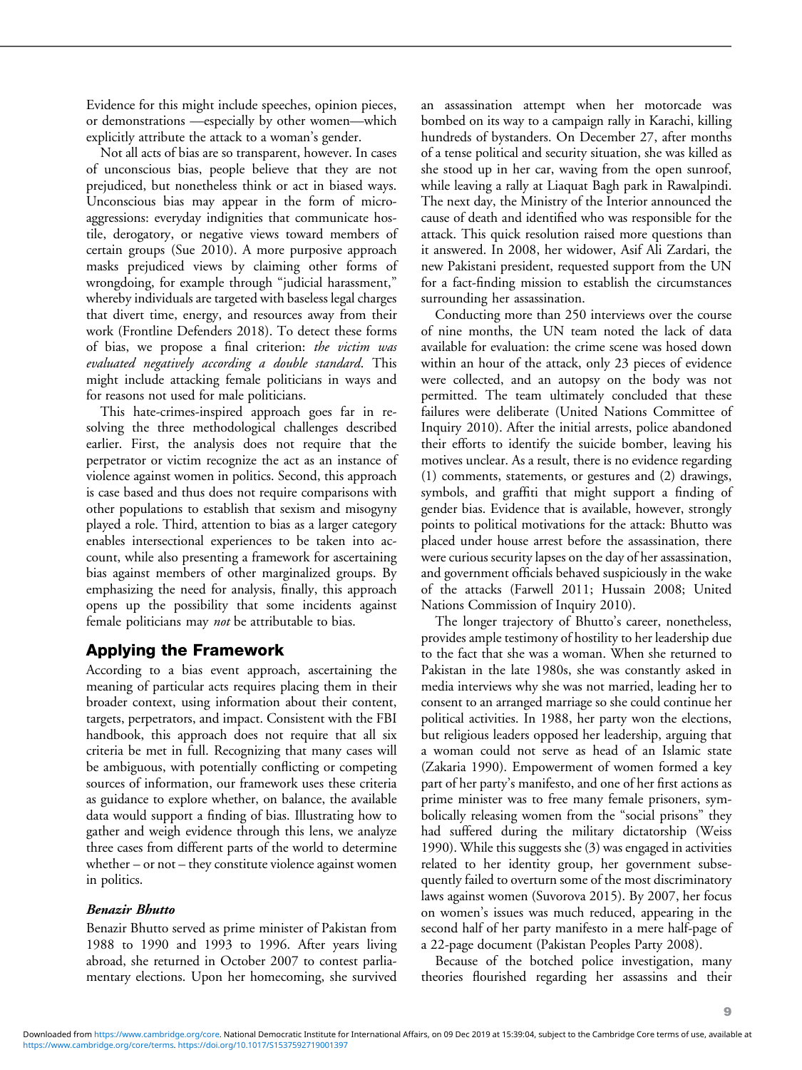Evidence for this might include speeches, opinion pieces, or demonstrations —especially by other women—which explicitly attribute the attack to a woman's gender.

Not all acts of bias are so transparent, however. In cases of unconscious bias, people believe that they are not prejudiced, but nonetheless think or act in biased ways. Unconscious bias may appear in the form of microaggressions: everyday indignities that communicate hostile, derogatory, or negative views toward members of certain groups (Sue 2010). A more purposive approach masks prejudiced views by claiming other forms of wrongdoing, for example through "judicial harassment," whereby individuals are targeted with baseless legal charges that divert time, energy, and resources away from their work (Frontline Defenders 2018). To detect these forms of bias, we propose a final criterion: *the victim was evaluated negatively according a double standard*. This might include attacking female politicians in ways and for reasons not used for male politicians.

This hate-crimes-inspired approach goes far in resolving the three methodological challenges described earlier. First, the analysis does not require that the perpetrator or victim recognize the act as an instance of violence against women in politics. Second, this approach is case based and thus does not require comparisons with other populations to establish that sexism and misogyny played a role. Third, attention to bias as a larger category enables intersectional experiences to be taken into account, while also presenting a framework for ascertaining bias against members of other marginalized groups. By emphasizing the need for analysis, finally, this approach opens up the possibility that some incidents against female politicians may *not* be attributable to bias.

## Applying the Framework

According to a bias event approach, ascertaining the meaning of particular acts requires placing them in their broader context, using information about their content, targets, perpetrators, and impact. Consistent with the FBI handbook, this approach does not require that all six criteria be met in full. Recognizing that many cases will be ambiguous, with potentially conflicting or competing sources of information, our framework uses these criteria as guidance to explore whether, on balance, the available data would support a finding of bias. Illustrating how to gather and weigh evidence through this lens, we analyze three cases from different parts of the world to determine whether – or not – they constitute violence against women in politics.

### *Benazir Bhutto*

Benazir Bhutto served as prime minister of Pakistan from 1988 to 1990 and 1993 to 1996. After years living abroad, she returned in October 2007 to contest parliamentary elections. Upon her homecoming, she survived an assassination attempt when her motorcade was bombed on its way to a campaign rally in Karachi, killing hundreds of bystanders. On December 27, after months of a tense political and security situation, she was killed as she stood up in her car, waving from the open sunroof, while leaving a rally at Liaquat Bagh park in Rawalpindi. The next day, the Ministry of the Interior announced the cause of death and identified who was responsible for the attack. This quick resolution raised more questions than it answered. In 2008, her widower, Asif Ali Zardari, the new Pakistani president, requested support from the UN for a fact-finding mission to establish the circumstances surrounding her assassination.

Conducting more than 250 interviews over the course of nine months, the UN team noted the lack of data available for evaluation: the crime scene was hosed down within an hour of the attack, only 23 pieces of evidence were collected, and an autopsy on the body was not permitted. The team ultimately concluded that these failures were deliberate (United Nations Committee of Inquiry 2010). After the initial arrests, police abandoned their efforts to identify the suicide bomber, leaving his motives unclear. As a result, there is no evidence regarding (1) comments, statements, or gestures and (2) drawings, symbols, and graffiti that might support a finding of gender bias. Evidence that is available, however, strongly points to political motivations for the attack: Bhutto was placed under house arrest before the assassination, there were curious security lapses on the day of her assassination, and government officials behaved suspiciously in the wake of the attacks (Farwell 2011; Hussain 2008; United Nations Commission of Inquiry 2010).

The longer trajectory of Bhutto's career, nonetheless, provides ample testimony of hostility to her leadership due to the fact that she was a woman. When she returned to Pakistan in the late 1980s, she was constantly asked in media interviews why she was not married, leading her to consent to an arranged marriage so she could continue her political activities. In 1988, her party won the elections, but religious leaders opposed her leadership, arguing that a woman could not serve as head of an Islamic state (Zakaria 1990). Empowerment of women formed a key part of her party's manifesto, and one of her first actions as prime minister was to free many female prisoners, symbolically releasing women from the "social prisons" they had suffered during the military dictatorship (Weiss 1990). While this suggests she (3) was engaged in activities related to her identity group, her government subsequently failed to overturn some of the most discriminatory laws against women (Suvorova 2015). By 2007, her focus on women's issues was much reduced, appearing in the second half of her party manifesto in a mere half-page of a 22-page document (Pakistan Peoples Party 2008).

Because of the botched police investigation, many theories flourished regarding her assassins and their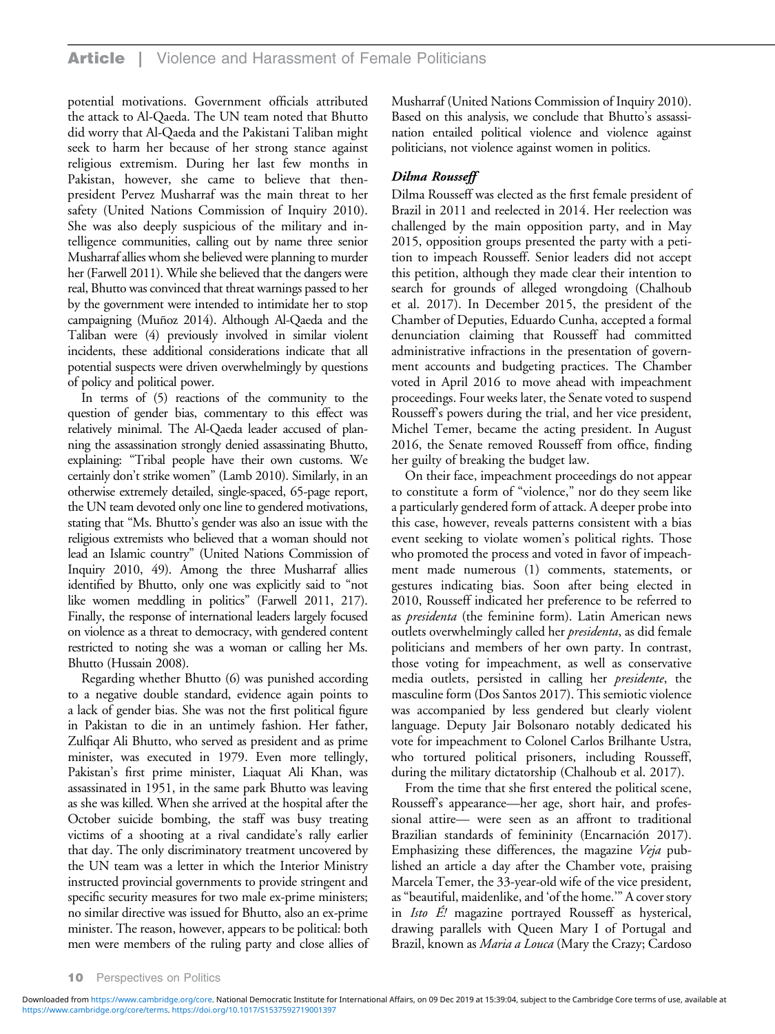potential motivations. Government officials attributed the attack to Al-Qaeda. The UN team noted that Bhutto did worry that Al-Qaeda and the Pakistani Taliban might seek to harm her because of her strong stance against religious extremism. During her last few months in Pakistan, however, she came to believe that then-president Pervez Musharraf was the main threat to her safety (United Nations Commission of Inquiry 2010). She was also deeply suspicious of the military and intelligence communities, calling out by name three senior Musharraf allies whom she believed were planning to murder her (Farwell 2011). While she believed that the dangers were real, Bhutto was convinced that threat warnings passed to her by the government were intended to intimidate her to stop campaigning (Muñoz 2014). Although Al-Qaeda and the Taliban were (4) previously involved in similar violent incidents, these additional considerations indicate that all potential suspects were driven overwhelmingly by questions of policy and political power.

In terms of (5) reactions of the community to the question of gender bias, commentary to this effect was relatively minimal. The Al-Qaeda leader accused of planning the assassination strongly denied assassinating Bhutto, explaining: "Tribal people have their own customs. We certainly don't strike women" (Lamb 2010). Similarly, in an otherwise extremely detailed, single-spaced, 65-page report, the UN team devoted only one line to gendered motivations, stating that "Ms. Bhutto's gender was also an issue with the religious extremists who believed that a woman should not lead an Islamic country" (United Nations Commission of Inquiry 2010, 49). Among the three Musharraf allies identified by Bhutto, only one was explicitly said to "not like women meddling in politics" (Farwell 2011, 217). Finally, the response of international leaders largely focused on violence as a threat to democracy, with gendered content restricted to noting she was a woman or calling her Ms. Bhutto (Hussain 2008).

Regarding whether Bhutto (6) was punished according to a negative double standard, evidence again points to a lack of gender bias. She was not the first political figure in Pakistan to die in an untimely fashion. Her father, Zulfiqar Ali Bhutto, who served as president and as prime minister, was executed in 1979. Even more tellingly, Pakistan's first prime minister, Liaquat Ali Khan, was assassinated in 1951, in the same park Bhutto was leaving as she was killed. When she arrived at the hospital after the October suicide bombing, the staff was busy treating victims of a shooting at a rival candidate's rally earlier that day. The only discriminatory treatment uncovered by the UN team was a letter in which the Interior Ministry instructed provincial governments to provide stringent and specific security measures for two male ex-prime ministers; no similar directive was issued for Bhutto, also an ex-prime minister. The reason, however, appears to be political: both men were members of the ruling party and close allies of Musharraf (United Nations Commission of Inquiry 2010). Based on this analysis, we conclude that Bhutto's assassination entailed political violence and violence against politicians, not violence against women in politics.

### *Dilma Rousseff*

Dilma Rousseff was elected as the first female president of Brazil in 2011 and reelected in 2014. Her reelection was challenged by the main opposition party, and in May 2015, opposition groups presented the party with a petition to impeach Rousseff. Senior leaders did not accept this petition, although they made clear their intention to search for grounds of alleged wrongdoing (Chalhoub et al. 2017). In December 2015, the president of the Chamber of Deputies, Eduardo Cunha, accepted a formal denunciation claiming that Rousseff had committed administrative infractions in the presentation of government accounts and budgeting practices. The Chamber voted in April 2016 to move ahead with impeachment proceedings. Four weeks later, the Senate voted to suspend Rousseff's powers during the trial, and her vice president, Michel Temer, became the acting president. In August 2016, the Senate removed Rousseff from office, finding her guilty of breaking the budget law.

On their face, impeachment proceedings do not appear to constitute a form of "violence," nor do they seem like a particularly gendered form of attack. A deeper probe into this case, however, reveals patterns consistent with a bias event seeking to violate women's political rights. Those who promoted the process and voted in favor of impeachment made numerous (1) comments, statements, or gestures indicating bias. Soon after being elected in 2010, Rousseff indicated her preference to be referred to as *presidenta* (the feminine form). Latin American news outlets overwhelmingly called her *presidenta*, as did female politicians and members of her own party. In contrast, those voting for impeachment, as well as conservative media outlets, persisted in calling her *presidente*, the masculine form (Dos Santos 2017). This semiotic violence was accompanied by less gendered but clearly violent language. Deputy Jair Bolsonaro notably dedicated his vote for impeachment to Colonel Carlos Brilhante Ustra, who tortured political prisoners, including Rousseff, during the military dictatorship (Chalhoub et al. 2017).

From the time that she first entered the political scene, Rousseff's appearance—her age, short hair, and professional attire— were seen as an affront to traditional Brazilian standards of femininity (Encarnación 2017). Emphasizing these differences, the magazine *Veja* published an article a day after the Chamber vote, praising Marcela Temer, the 33-year-old wife of the vice president, as "beautiful, maidenlike, and 'of the home.'" A cover story in *Isto É!* magazine portrayed Rousseff as hysterical, drawing parallels with Queen Mary I of Portugal and Brazil, known as *Maria a Louca* (Mary the Crazy; Cardoso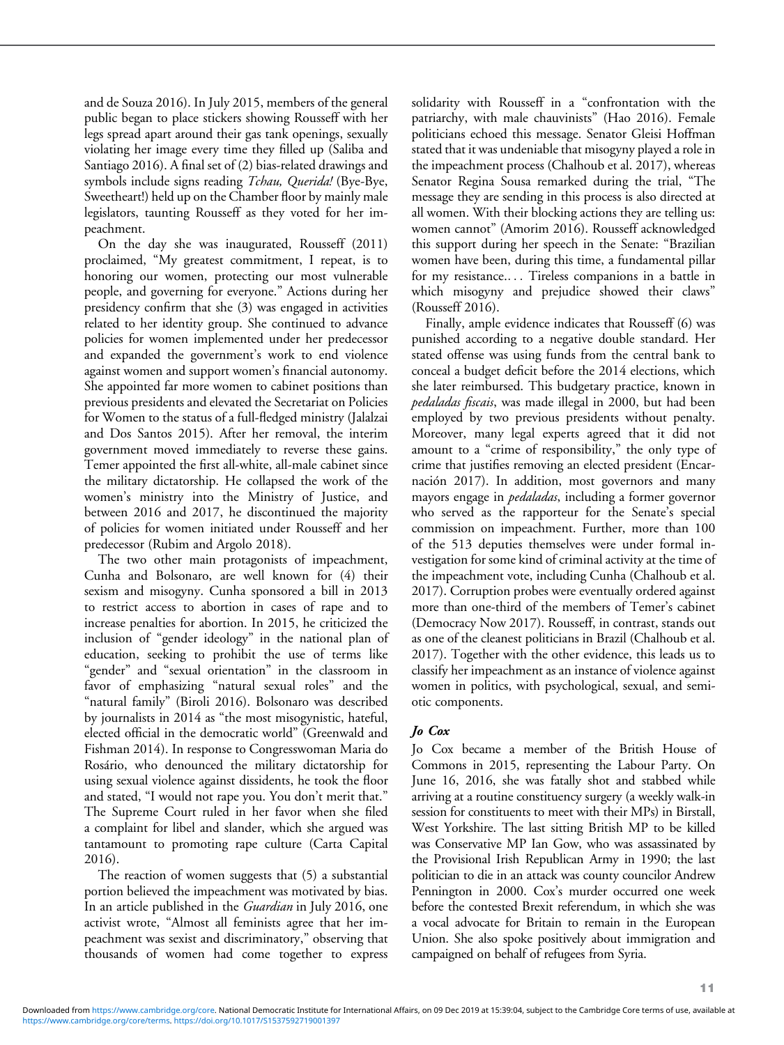and de Souza 2016). In July 2015, members of the general public began to place stickers showing Rousseff with her legs spread apart around their gas tank openings, sexually violating her image every time they filled up (Saliba and Santiago 2016). A final set of (2) bias-related drawings and symbols include signs reading *Tchau, Querida!* (Bye-Bye, Sweetheart!) held up on the Chamber floor by mainly male legislators, taunting Rousseff as they voted for her impeachment.

On the day she was inaugurated, Rousseff (2011) proclaimed, "My greatest commitment, I repeat, is to honoring our women, protecting our most vulnerable people, and governing for everyone." Actions during her presidency confirm that she (3) was engaged in activities related to her identity group. She continued to advance policies for women implemented under her predecessor and expanded the government's work to end violence against women and support women's financial autonomy. She appointed far more women to cabinet positions than previous presidents and elevated the Secretariat on Policies for Women to the status of a full-fledged ministry (Jalalzai and Dos Santos 2015). After her removal, the interim government moved immediately to reverse these gains. Temer appointed the first all-white, all-male cabinet since the military dictatorship. He collapsed the work of the women's ministry into the Ministry of Justice, and between 2016 and 2017, he discontinued the majority of policies for women initiated under Rousseff and her predecessor (Rubim and Argolo 2018).

The two other main protagonists of impeachment, Cunha and Bolsonaro, are well known for (4) their sexism and misogyny. Cunha sponsored a bill in 2013 to restrict access to abortion in cases of rape and to increase penalties for abortion. In 2015, he criticized the inclusion of "gender ideology" in the national plan of education, seeking to prohibit the use of terms like "gender" and "sexual orientation" in the classroom in favor of emphasizing "natural sexual roles" and the "natural family" (Biroli 2016). Bolsonaro was described by journalists in 2014 as "the most misogynistic, hateful, elected official in the democratic world" (Greenwald and Fishman 2014). In response to Congresswoman Maria do Rosário, who denounced the military dictatorship for using sexual violence against dissidents, he took the floor and stated, "I would not rape you. You don't merit that." The Supreme Court ruled in her favor when she filed a complaint for libel and slander, which she argued was tantamount to promoting rape culture (Carta Capital 2016).

The reaction of women suggests that (5) a substantial portion believed the impeachment was motivated by bias. In an article published in the *Guardian* in July 2016, one activist wrote, "Almost all feminists agree that her impeachment was sexist and discriminatory," observing that thousands of women had come together to express solidarity with Rousseff in a "confrontation with the patriarchy, with male chauvinists" (Hao 2016). Female politicians echoed this message. Senator Gleisi Hoffman stated that it was undeniable that misogyny played a role in the impeachment process (Chalhoub et al. 2017), whereas Senator Regina Sousa remarked during the trial, "The message they are sending in this process is also directed at all women. With their blocking actions they are telling us: women cannot" (Amorim 2016). Rousseff acknowledged this support during her speech in the Senate: "Brazilian women have been, during this time, a fundamental pillar for my resistance.... Tireless companions in a battle in which misogyny and prejudice showed their claws" (Rousseff 2016).

Finally, ample evidence indicates that Rousseff (6) was punished according to a negative double standard. Her stated offense was using funds from the central bank to conceal a budget deficit before the 2014 elections, which she later reimbursed. This budgetary practice, known in *pedaladas fiscais*, was made illegal in 2000, but had been employed by two previous presidents without penalty. Moreover, many legal experts agreed that it did not amount to a "crime of responsibility," the only type of crime that justifies removing an elected president (Encarnación 2017). In addition, most governors and many mayors engage in *pedaladas*, including a former governor who served as the rapporteur for the Senate's special commission on impeachment. Further, more than 100 of the 513 deputies themselves were under formal investigation for some kind of criminal activity at the time of the impeachment vote, including Cunha (Chalhoub et al. 2017). Corruption probes were eventually ordered against more than one-third of the members of Temer's cabinet (Democracy Now 2017). Rousseff, in contrast, stands out as one of the cleanest politicians in Brazil (Chalhoub et al. 2017). Together with the other evidence, this leads us to classify her impeachment as an instance of violence against women in politics, with psychological, sexual, and semiotic components.

### *Jo Cox*

Jo Cox became a member of the British House of Commons in 2015, representing the Labour Party. On June 16, 2016, she was fatally shot and stabbed while arriving at a routine constituency surgery (a weekly walk-in session for constituents to meet with their MPs) in Birstall, West Yorkshire. The last sitting British MP to be killed was Conservative MP Ian Gow, who was assassinated by the Provisional Irish Republican Army in 1990; the last politician to die in an attack was county councilor Andrew Pennington in 2000. Cox's murder occurred one week before the contested Brexit referendum, in which she was a vocal advocate for Britain to remain in the European Union. She also spoke positively about immigration and campaigned on behalf of refugees from Syria.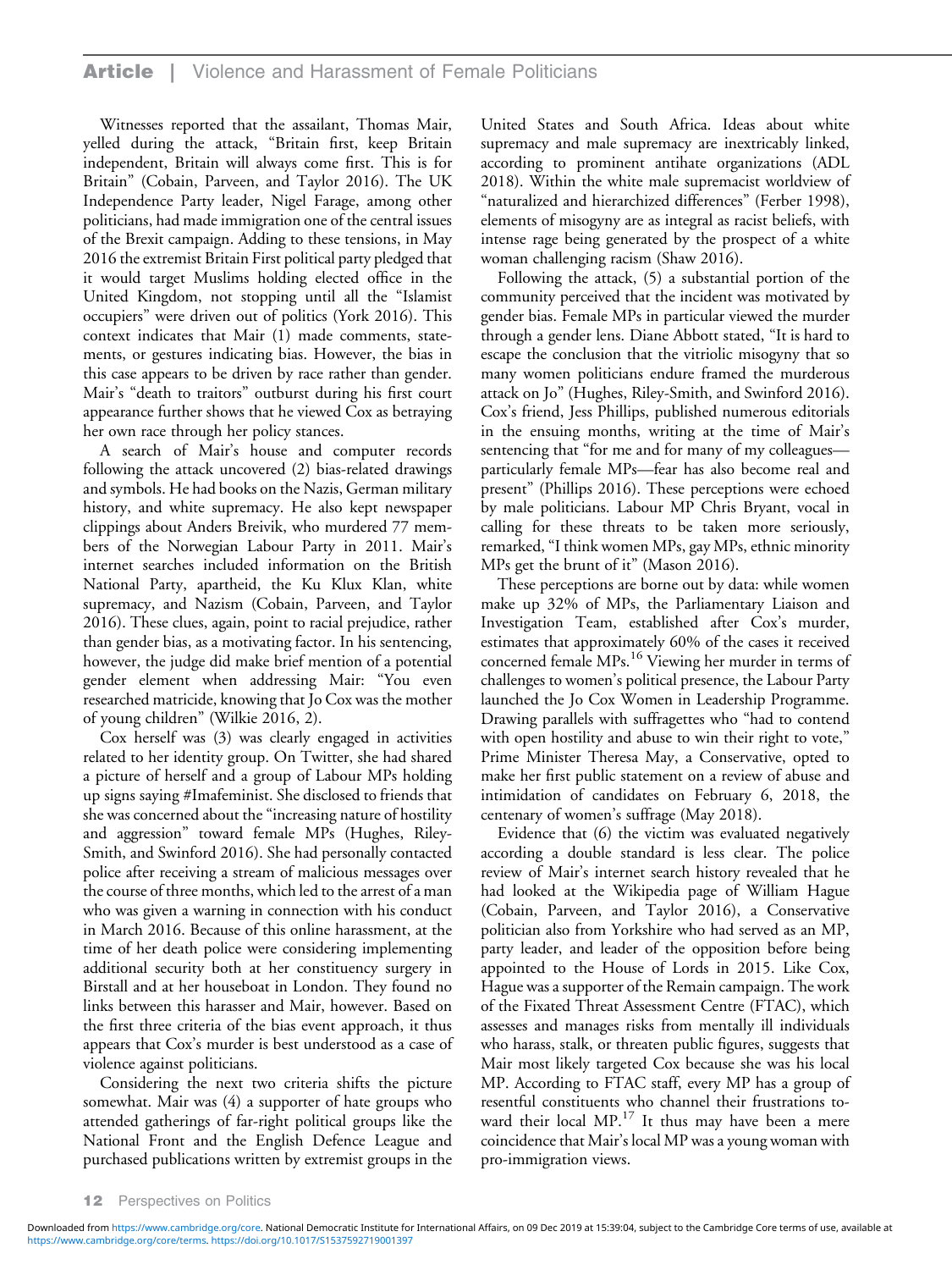Witnesses reported that the assailant, Thomas Mair, yelled during the attack, "Britain first, keep Britain independent, Britain will always come first. This is for Britain" (Cobain, Parveen, and Taylor 2016). The UK Independence Party leader, Nigel Farage, among other politicians, had made immigration one of the central issues of the Brexit campaign. Adding to these tensions, in May 2016 the extremist Britain First political party pledged that it would target Muslims holding elected office in the United Kingdom, not stopping until all the "Islamist occupiers" were driven out of politics (York 2016). This context indicates that Mair (1) made comments, statements, or gestures indicating bias. However, the bias in this case appears to be driven by race rather than gender. Mair's "death to traitors" outburst during his first court appearance further shows that he viewed Cox as betraying her own race through her policy stances.

A search of Mair's house and computer records following the attack uncovered (2) bias-related drawings and symbols. He had books on the Nazis, German military history, and white supremacy. He also kept newspaper clippings about Anders Breivik, who murdered 77 members of the Norwegian Labour Party in 2011. Mair's internet searches included information on the British National Party, apartheid, the Ku Klux Klan, white supremacy, and Nazism (Cobain, Parveen, and Taylor 2016). These clues, again, point to racial prejudice, rather than gender bias, as a motivating factor. In his sentencing, however, the judge did make brief mention of a potential gender element when addressing Mair: "You even researched matricide, knowing that Jo Cox was the mother of young children" (Wilkie 2016, 2).

Cox herself was (3) was clearly engaged in activities related to her identity group. On Twitter, she had shared a picture of herself and a group of Labour MPs holding up signs saying #Imafeminist. She disclosed to friends that she was concerned about the "increasing nature of hostility and aggression" toward female MPs (Hughes, Riley-Smith, and Swinford 2016). She had personally contacted police after receiving a stream of malicious messages over the course of three months, which led to the arrest of a man who was given a warning in connection with his conduct in March 2016. Because of this online harassment, at the time of her death police were considering implementing additional security both at her constituency surgery in Birstall and at her houseboat in London. They found no links between this harasser and Mair, however. Based on the first three criteria of the bias event approach, it thus appears that Cox's murder is best understood as a case of violence against politicians.

Considering the next two criteria shifts the picture somewhat. Mair was (4) a supporter of hate groups who attended gatherings of far-right political groups like the National Front and the English Defence League and purchased publications written by extremist groups in the United States and South Africa. Ideas about white supremacy and male supremacy are inextricably linked, according to prominent antihate organizations (ADL 2018). Within the white male supremacist worldview of "naturalized and hierarchized differences" (Ferber 1998), elements of misogyny are as integral as racist beliefs, with intense rage being generated by the prospect of a white woman challenging racism (Shaw 2016).

Following the attack, (5) a substantial portion of the community perceived that the incident was motivated by gender bias. Female MPs in particular viewed the murder through a gender lens. Diane Abbott stated, "It is hard to escape the conclusion that the vitriolic misogyny that so many women politicians endure framed the murderous attack on Jo" (Hughes, Riley-Smith, and Swinford 2016). Cox's friend, Jess Phillips, published numerous editorials in the ensuing months, writing at the time of Mair's sentencing that "for me and for many of my colleagues—particularly female MPs—fear has also become real and present" (Phillips 2016). These perceptions were echoed by male politicians. Labour MP Chris Bryant, vocal in calling for these threats to be taken more seriously, remarked, "I think women MPs, gay MPs, ethnic minority MPs get the brunt of it" (Mason 2016).

These perceptions are borne out by data: while women make up 32% of MPs, the Parliamentary Liaison and Investigation Team, established after Cox's murder, estimates that approximately 60% of the cases it received concerned female MPs.[16] Viewing her murder in terms of challenges to women's political presence, the Labour Party launched the Jo Cox Women in Leadership Programme. Drawing parallels with suffragettes who "had to contend with open hostility and abuse to win their right to vote," Prime Minister Theresa May, a Conservative, opted to make her first public statement on a review of abuse and intimidation of candidates on February 6, 2018, the centenary of women's suffrage (May 2018).

Evidence that (6) the victim was evaluated negatively according a double standard is less clear. The police review of Mair's internet search history revealed that he had looked at the Wikipedia page of William Hague (Cobain, Parveen, and Taylor 2016), a Conservative politician also from Yorkshire who had served as an MP, party leader, and leader of the opposition before being appointed to the House of Lords in 2015. Like Cox, Hague was a supporter of the Remain campaign. The work of the Fixated Threat Assessment Centre (FTAC), which assesses and manages risks from mentally ill individuals who harass, stalk, or threaten public figures, suggests that Mair most likely targeted Cox because she was his local MP. According to FTAC staff, every MP has a group of resentful constituents who channel their frustrations toward their local MP.[17] It thus may have been a mere coincidence that Mair's local MP was a young woman with pro-immigration views.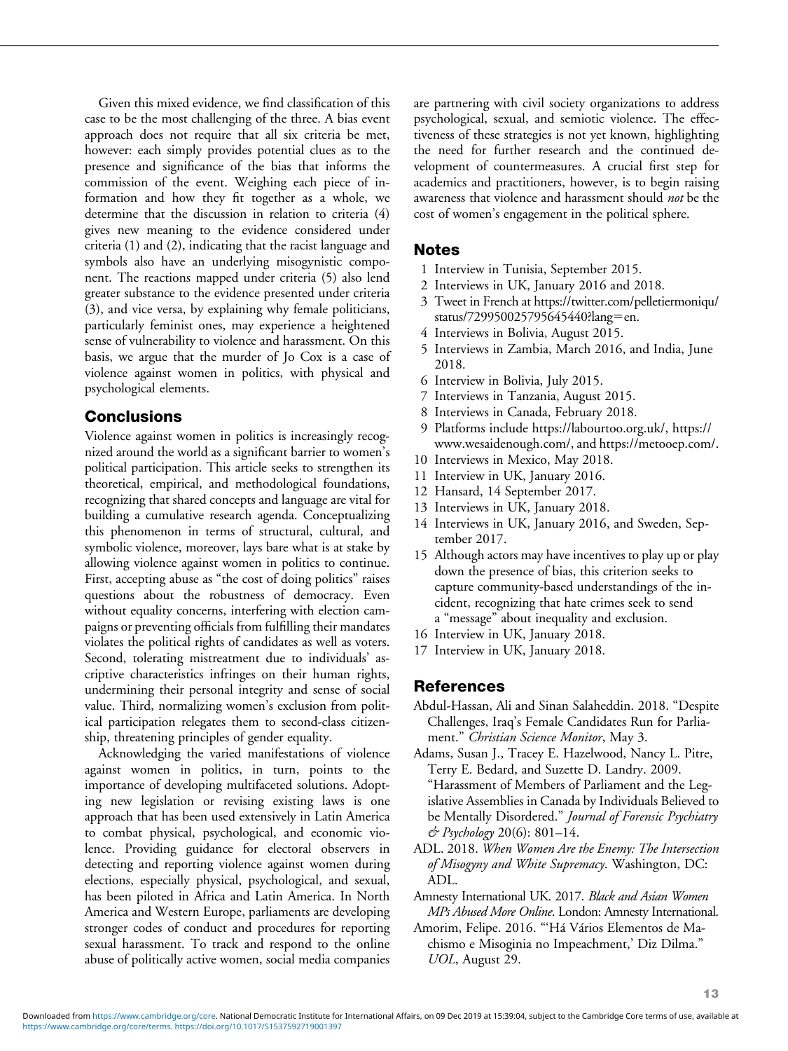Given this mixed evidence, we find classification of this case to be the most challenging of the three. A bias event approach does not require that all six criteria be met, however: each simply provides potential clues as to the presence and significance of the bias that informs the commission of the event. Weighing each piece of information and how they fit together as a whole, we determine that the discussion in relation to criteria (4) gives new meaning to the evidence considered under criteria (1) and (2), indicating that the racist language and symbols also have an underlying misogynistic component. The reactions mapped under criteria (5) also lend greater substance to the evidence presented under criteria (3), and vice versa, by explaining why female politicians, particularly feminist ones, may experience a heightened sense of vulnerability to violence and harassment. On this basis, we argue that the murder of Jo Cox is a case of violence against women in politics, with physical and psychological elements.

## Conclusions

Violence against women in politics is increasingly recognized around the world as a significant barrier to women's political participation. This article seeks to strengthen its theoretical, empirical, and methodological foundations, recognizing that shared concepts and language are vital for building a cumulative research agenda. Conceptualizing this phenomenon in terms of structural, cultural, and symbolic violence, moreover, lays bare what is at stake by allowing violence against women in politics to continue. First, accepting abuse as "the cost of doing politics" raises questions about the robustness of democracy. Even without equality concerns, interfering with election campaigns or preventing officials from fulfilling their mandates violates the political rights of candidates as well as voters. Second, tolerating mistreatment due to individuals' ascriptive characteristics infringes on their human rights, undermining their personal integrity and sense of social value. Third, normalizing women's exclusion from political participation relegates them to second-class citizenship, threatening principles of gender equality.

Acknowledging the varied manifestations of violence against women in politics, in turn, points to the importance of developing multifaceted solutions. Adopting new legislation or revising existing laws is one approach that has been used extensively in Latin America to combat physical, psychological, and economic violence. Providing guidance for electoral observers in detecting and reporting violence against women during elections, especially physical, psychological, and sexual, has been piloted in Africa and Latin America. In North America and Western Europe, parliaments are developing stronger codes of conduct and procedures for reporting sexual harassment. To track and respond to the online abuse of politically active women, social media companies are partnering with civil society organizations to address psychological, sexual, and semiotic violence. The effectiveness of these strategies is not yet known, highlighting the need for further research and the continued development of countermeasures. A crucial first step for academics and practitioners, however, is to begin raising awareness that violence and harassment should *not* be the cost of women's engagement in the political sphere.

## Notes

1 Interview in Tunisia, September 2015.
2 Interviews in UK, January 2016 and 2018.
3 Tweet in French at https://twitter.com/pelletiermoniqu/status/729950025795645440?lang=en.
4 Interviews in Bolivia, August 2015.
5 Interviews in Zambia, March 2016, and India, June 2018.
6 Interview in Bolivia, July 2015.
7 Interviews in Tanzania, August 2015.
8 Interviews in Canada, February 2018.
9 Platforms include https://labourtoo.org.uk/, https://www.wesaidenough.com/, and https://metooep.com/.
10 Interviews in Mexico, May 2018.
11 Interview in UK, January 2016.
12 Hansard, 14 September 2017.
13 Interviews in UK, January 2018.
14 Interviews in UK, January 2016, and Sweden, September 2017.
15 Although actors may have incentives to play up or play down the presence of bias, this criterion seeks to capture community-based understandings of the incident, recognizing that hate crimes seek to send a "message" about inequality and exclusion.
16 Interview in UK, January 2018.
17 Interview in UK, January 2018.

## References

Abdul-Hassan, Ali and Sinan Salaheddin. 2018. "Despite Challenges, Iraq's Female Candidates Run for Parliament." *Christian Science Monitor*, May 3.

Adams, Susan J., Tracey E. Hazelwood, Nancy L. Pitre, Terry E. Bedard, and Suzette D. Landry. 2009. "Harassment of Members of Parliament and the Legislative Assemblies in Canada by Individuals Believed to be Mentally Disordered." *Journal of Forensic Psychiatry & Psychology* 20(6): 801–14.

ADL. 2018. *When Women Are the Enemy: The Intersection of Misogyny and White Supremacy*. Washington, DC: ADL.

Amnesty International UK. 2017. *Black and Asian Women MPs Abused More Online*. London: Amnesty International.

Amorim, Felipe. 2016. "'Há Vários Elementos de Machismo e Misoginia no Impeachment,' Diz Dilma." *UOL*, August 29.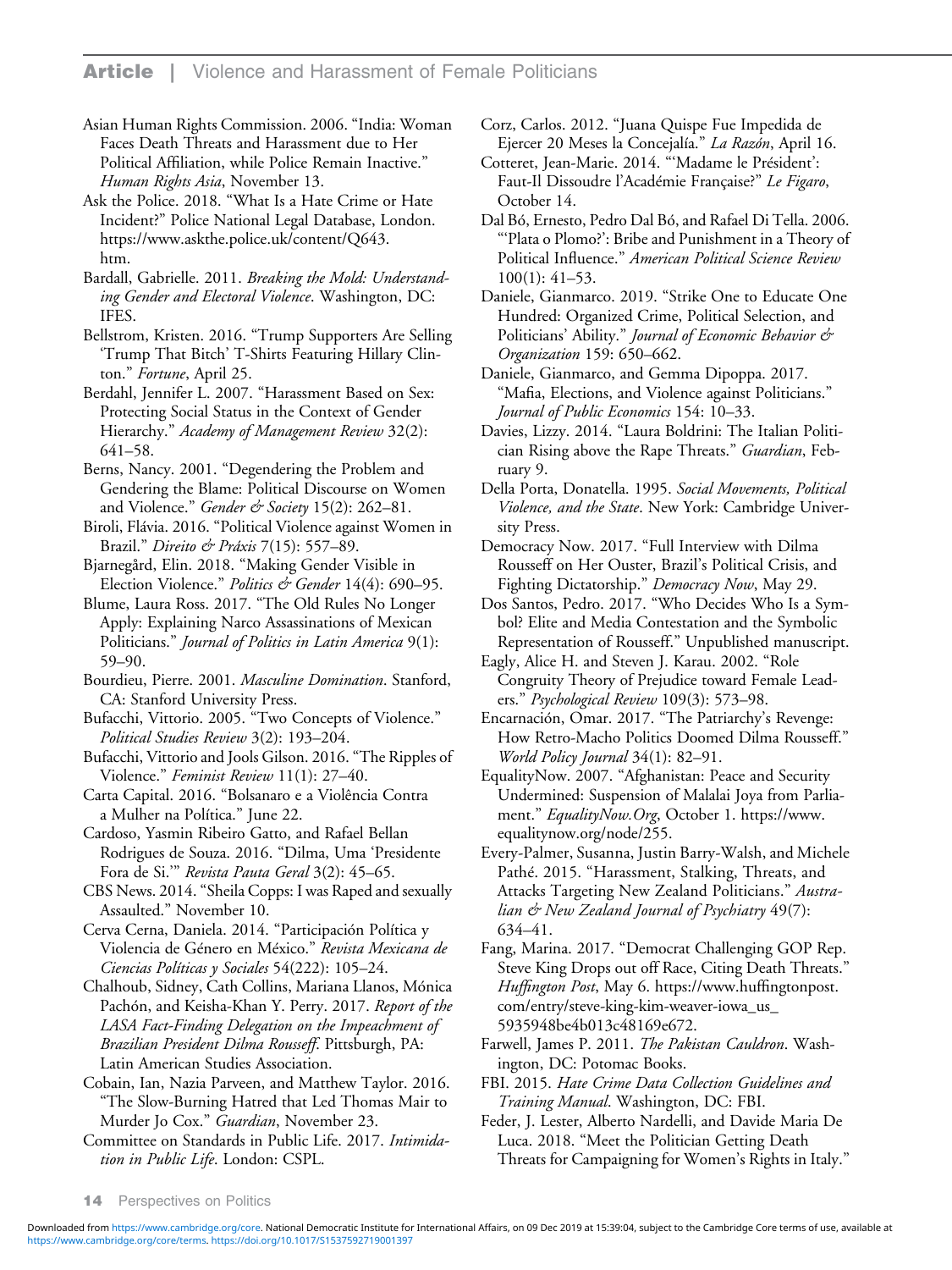Asian Human Rights Commission. 2006. "India: Woman Faces Death Threats and Harassment due to Her Political Affiliation, while Police Remain Inactive." *Human Rights Asia*, November 13.

Ask the Police. 2018. "What Is a Hate Crime or Hate Incident?" Police National Legal Database, London. https://www.askthe.police.uk/content/Q643.htm.

Bardall, Gabrielle. 2011. *Breaking the Mold: Understanding Gender and Electoral Violence*. Washington, DC: IFES.

Bellstrom, Kristen. 2016. "Trump Supporters Are Selling 'Trump That Bitch' T-Shirts Featuring Hillary Clinton." *Fortune*, April 25.

Berdahl, Jennifer L. 2007. "Harassment Based on Sex: Protecting Social Status in the Context of Gender Hierarchy." *Academy of Management Review* 32(2): 641–58.

Berns, Nancy. 2001. "Degendering the Problem and Gendering the Blame: Political Discourse on Women and Violence." *Gender & Society* 15(2): 262–81.

Biroli, Flávia. 2016. "Political Violence against Women in Brazil." *Direito & Práxis* 7(15): 557–89.

Bjarnegård, Elin. 2018. "Making Gender Visible in Election Violence." *Politics & Gender* 14(4): 690–95.

Blume, Laura Ross. 2017. "The Old Rules No Longer Apply: Explaining Narco Assassinations of Mexican Politicians." *Journal of Politics in Latin America* 9(1): 59–90.

Bourdieu, Pierre. 2001. *Masculine Domination*. Stanford, CA: Stanford University Press.

Bufacchi, Vittorio. 2005. "Two Concepts of Violence." *Political Studies Review* 3(2): 193–204.

Bufacchi, Vittorio and Jools Gilson. 2016. "The Ripples of Violence." *Feminist Review* 11(1): 27–40.

Carta Capital. 2016. "Bolsanaro e a Violência Contra a Mulher na Política." June 22.

Cardoso, Yasmin Ribeiro Gatto, and Rafael Bellan Rodrigues de Souza. 2016. "Dilma, Uma 'Presidente Fora de Si.'" *Revista Pauta Geral* 3(2): 45–65.

CBS News. 2014. "Sheila Copps: I was Raped and sexually Assaulted." November 10.

Cerva Cerna, Daniela. 2014. "Participación Política y Violencia de Género en México." *Revista Mexicana de Ciencias Políticas y Sociales* 54(222): 105–24.

Chalhoub, Sidney, Cath Collins, Mariana Llanos, Mónica Pachón, and Keisha-Khan Y. Perry. 2017. *Report of the LASA Fact-Finding Delegation on the Impeachment of Brazilian President Dilma Rousseff*. Pittsburgh, PA: Latin American Studies Association.

Cobain, Ian, Nazia Parveen, and Matthew Taylor. 2016. "The Slow-Burning Hatred that Led Thomas Mair to Murder Jo Cox." *Guardian*, November 23.

Committee on Standards in Public Life. 2017. *Intimidation in Public Life*. London: CSPL.

Corz, Carlos. 2012. "Juana Quispe Fue Impedida de Ejercer 20 Meses la Concejalía." *La Razón*, April 16.

Cotteret, Jean-Marie. 2014. "'Madame le Président': Faut-Il Dissoudre l'Académie Française?" *Le Figaro*, October 14.

Dal Bó, Ernesto, Pedro Dal Bó, and Rafael Di Tella. 2006. "'Plata o Plomo?': Bribe and Punishment in a Theory of Political Influence." *American Political Science Review* 100(1): 41–53.

Daniele, Gianmarco. 2019. "Strike One to Educate One Hundred: Organized Crime, Political Selection, and Politicians' Ability." *Journal of Economic Behavior & Organization* 159: 650–662.

Daniele, Gianmarco, and Gemma Dipoppa. 2017. "Mafia, Elections, and Violence against Politicians." *Journal of Public Economics* 154: 10–33.

Davies, Lizzy. 2014. "Laura Boldrini: The Italian Politician Rising above the Rape Threats." *Guardian*, February 9.

Della Porta, Donatella. 1995. *Social Movements, Political Violence, and the State*. New York: Cambridge University Press.

Democracy Now. 2017. "Full Interview with Dilma Rousseff on Her Ouster, Brazil's Political Crisis, and Fighting Dictatorship." *Democracy Now*, May 29.

Dos Santos, Pedro. 2017. "Who Decides Who Is a Symbol? Elite and Media Contestation and the Symbolic Representation of Rousseff." Unpublished manuscript.

Eagly, Alice H. and Steven J. Karau. 2002. "Role Congruity Theory of Prejudice toward Female Leaders." *Psychological Review* 109(3): 573–98.

Encarnación, Omar. 2017. "The Patriarchy's Revenge: How Retro-Macho Politics Doomed Dilma Rousseff." *World Policy Journal* 34(1): 82–91.

EqualityNow. 2007. "Afghanistan: Peace and Security Undermined: Suspension of Malalai Joya from Parliament." *EqualityNow.Org*, October 1. https://www.equalitynow.org/node/255.

Every-Palmer, Susanna, Justin Barry-Walsh, and Michele Pathé. 2015. "Harassment, Stalking, Threats, and Attacks Targeting New Zealand Politicians." *Australian & New Zealand Journal of Psychiatry* 49(7): 634–41.

Fang, Marina. 2017. "Democrat Challenging GOP Rep. Steve King Drops out off Race, Citing Death Threats." *Huffington Post*, May 6. https://www.huffingtonpost.com/entry/steve-king-kim-weaver-iowa_us_5935948be4b013c48169e672.

Farwell, James P. 2011. *The Pakistan Cauldron*. Washington, DC: Potomac Books.

FBI. 2015. *Hate Crime Data Collection Guidelines and Training Manual*. Washington, DC: FBI.

Feder, J. Lester, Alberto Nardelli, and Davide Maria De Luca. 2018. "Meet the Politician Getting Death Threats for Campaigning for Women's Rights in Italy."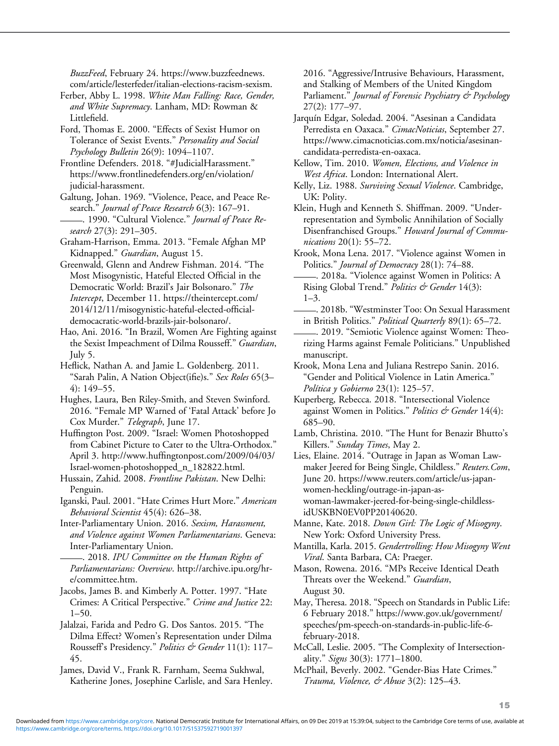*BuzzFeed*, February 24. https://www.buzzfeednews.com/article/lesterfeder/italian-elections-racism-sexism.

Ferber, Abby L. 1998. *White Man Falling: Race, Gender, and White Supremacy*. Lanham, MD: Rowman & Littlefield.

Ford, Thomas E. 2000. "Effects of Sexist Humor on Tolerance of Sexist Events." *Personality and Social Psychology Bulletin* 26(9): 1094–1107.

Frontline Defenders. 2018. "#JudicialHarassment." https://www.frontlinedefenders.org/en/violation/judicial-harassment.

Galtung, Johan. 1969. "Violence, Peace, and Peace Research." *Journal of Peace Research* 6(3): 167–91.

———. 1990. "Cultural Violence." *Journal of Peace Research* 27(3): 291–305.

Graham-Harrison, Emma. 2013. "Female Afghan MP Kidnapped." *Guardian*, August 15.

Greenwald, Glenn and Andrew Fishman. 2014. "The Most Misogynistic, Hateful Elected Official in the Democratic World: Brazil's Jair Bolsonaro." *The Intercept*, December 11. https://theintercept.com/2014/12/11/misogynistic-hateful-elected-official-democacratic-world-brazils-jair-bolsonaro/.

Hao, Ani. 2016. "In Brazil, Women Are Fighting against the Sexist Impeachment of Dilma Rousseff." *Guardian*, July 5.

Heflick, Nathan A. and Jamie L. Goldenberg. 2011. "Sarah Palin, A Nation Object(ifie)s." *Sex Roles* 65(3–4): 149–55.

Hughes, Laura, Ben Riley-Smith, and Steven Swinford. 2016. "Female MP Warned of 'Fatal Attack' before Jo Cox Murder." *Telegraph*, June 17.

Huffington Post. 2009. "Israel: Women Photoshopped from Cabinet Picture to Cater to the Ultra-Orthodox." April 3. http://www.huffingtonpost.com/2009/04/03/Israel-women-photoshopped_n_182822.html.

Hussain, Zahid. 2008. *Frontline Pakistan*. New Delhi: Penguin.

Iganski, Paul. 2001. "Hate Crimes Hurt More." *American Behavioral Scientist* 45(4): 626–38.

Inter-Parliamentary Union. 2016. *Sexism, Harassment, and Violence against Women Parliamentarians*. Geneva: Inter-Parliamentary Union.

———. 2018. *IPU Committee on the Human Rights of Parliamentarians: Overview*. http://archive.ipu.org/hr-e/committee.htm.

Jacobs, James B. and Kimberly A. Potter. 1997. "Hate Crimes: A Critical Perspective." *Crime and Justice* 22: 1–50.

Jalalzai, Farida and Pedro G. Dos Santos. 2015. "The Dilma Effect? Women's Representation under Dilma Rousseff's Presidency." *Politics & Gender* 11(1): 117–45.

James, David V., Frank R. Farnham, Seema Sukhwal, Katherine Jones, Josephine Carlisle, and Sara Henley. 2016. "Aggressive/Intrusive Behaviours, Harassment, and Stalking of Members of the United Kingdom Parliament." *Journal of Forensic Psychiatry & Psychology* 27(2): 177–97.

Jarquín Edgar, Soledad. 2004. "Asesinan a Candidata Perredista en Oaxaca." *CimacNoticias*, September 27. https://www.cimacnoticias.com.mx/noticia/asesinan-candidata-perredista-en-oaxaca.

Kellow, Tim. 2010. *Women, Elections, and Violence in West Africa*. London: International Alert.

Kelly, Liz. 1988. *Surviving Sexual Violence*. Cambridge, UK: Polity.

Klein, Hugh and Kenneth S. Shiffman. 2009. "Underrepresentation and Symbolic Annihilation of Socially Disenfranchised Groups." *Howard Journal of Communications* 20(1): 55–72.

Krook, Mona Lena. 2017. "Violence against Women in Politics." *Journal of Democracy* 28(1): 74–88.

———. 2018a. "Violence against Women in Politics: A Rising Global Trend." *Politics & Gender* 14(3): 1–3.

———. 2018b. "Westminster Too: On Sexual Harassment in British Politics." *Political Quarterly* 89(1): 65–72.

———. 2019. "Semiotic Violence against Women: Theorizing Harms against Female Politicians." Unpublished manuscript.

Krook, Mona Lena and Juliana Restrepo Sanín. 2016. "Gender and Political Violence in Latin America." *Política y Gobierno* 23(1): 125–57.

Kuperberg, Rebecca. 2018. "Intersectional Violence against Women in Politics." *Politics & Gender* 14(4): 685–90.

Lamb, Christina. 2010. "The Hunt for Benazir Bhutto's Killers." *Sunday Times*, May 2.

Lies, Elaine. 2014. "Outrage in Japan as Woman Lawmaker Jeered for Being Single, Childless." *Reuters.Com*, June 20. https://www.reuters.com/article/us-japan-women-heckling/outrage-in-japan-as-woman-lawmaker-jeered-for-being-single-childless-idUSKBN0EV0PP20140620.

Manne, Kate. 2018. *Down Girl: The Logic of Misogyny*. New York: Oxford University Press.

Mantilla, Karla. 2015. *Gendertrolling: How Misogyny Went Viral*. Santa Barbara, CA: Praeger.

Mason, Rowena. 2016. "MPs Receive Identical Death Threats over the Weekend." *Guardian*, August 30.

May, Theresa. 2018. "Speech on Standards in Public Life: 6 February 2018." https://www.gov.uk/government/speeches/pm-speech-on-standards-in-public-life-6-february-2018.

McCall, Leslie. 2005. "The Complexity of Intersectionality." *Signs* 30(3): 1771–1800.

McPhail, Beverly. 2002. "Gender-Bias Hate Crimes." *Trauma, Violence, & Abuse* 3(2): 125–43.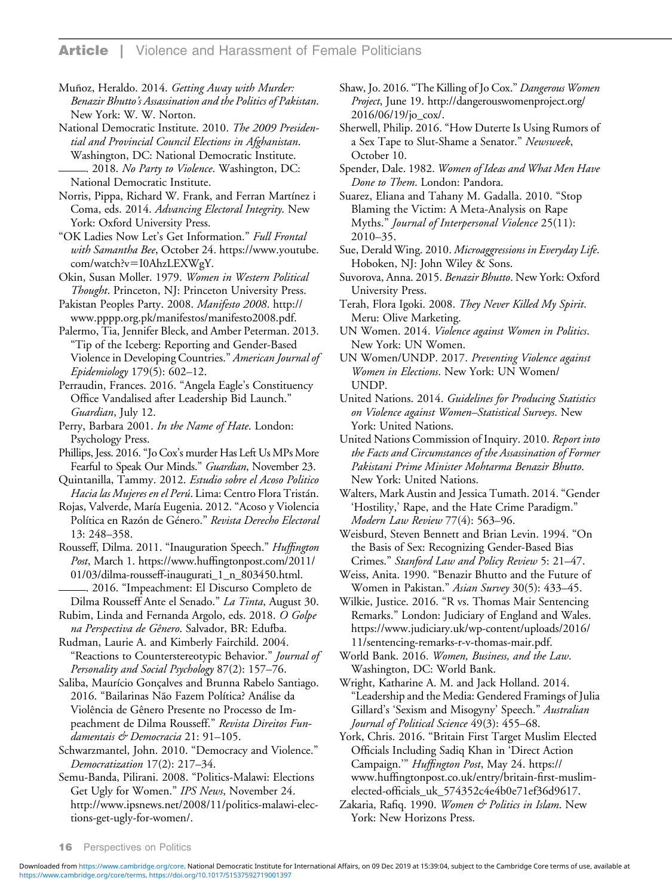Muñoz, Heraldo. 2014. *Getting Away with Murder: Benazir Bhutto's Assassination and the Politics of Pakistan*. New York: W. W. Norton.

National Democratic Institute. 2010. *The 2009 Presidential and Provincial Council Elections in Afghanistan*. Washington, DC: National Democratic Institute.

———. 2018. *No Party to Violence*. Washington, DC: National Democratic Institute.

Norris, Pippa, Richard W. Frank, and Ferran Martínez i Coma, eds. 2014. *Advancing Electoral Integrity*. New York: Oxford University Press.

"OK Ladies Now Let's Get Information." *Full Frontal with Samantha Bee*, October 24. https://www.youtube.com/watch?v=I0AhzLEXWgY.

Okin, Susan Moller. 1979. *Women in Western Political Thought*. Princeton, NJ: Princeton University Press.

Pakistan Peoples Party. 2008. *Manifesto 2008*. http://www.pppp.org.pk/manifestos/manifesto2008.pdf.

Palermo, Tia, Jennifer Bleck, and Amber Peterman. 2013. "Tip of the Iceberg: Reporting and Gender-Based Violence in Developing Countries." *American Journal of Epidemiology* 179(5): 602–12.

Perraudin, Frances. 2016. "Angela Eagle's Constituency Office Vandalised after Leadership Bid Launch." *Guardian*, July 12.

Perry, Barbara 2001. *In the Name of Hate*. London: Psychology Press.

Phillips, Jess. 2016. "Jo Cox's murder Has Left Us MPs More Fearful to Speak Our Minds." *Guardian*, November 23.

Quintanilla, Tammy. 2012. *Estudio sobre el Acoso Politico Hacia las Mujeres en el Perú*. Lima: Centro Flora Tristán.

Rojas, Valverde, María Eugenia. 2012. "Acoso y Violencia Política en Razón de Género." *Revista Derecho Electoral* 13: 248–358.

Rousseff, Dilma. 2011. "Inauguration Speech." *Huffington Post*, March 1. https://www.huffingtonpost.com/2011/01/03/dilma-rousseff-inaugurati_1_n_803450.html.

———. 2016. "Impeachment: El Discurso Completo de Dilma Rousseff Ante el Senado." *La Tinta*, August 30.

Rubim, Linda and Fernanda Argolo, eds. 2018. *O Golpe na Perspectiva de Gênero*. Salvador, BR: Edufba.

Rudman, Laurie A. and Kimberly Fairchild. 2004. "Reactions to Counterstereotypic Behavior." *Journal of Personality and Social Psychology* 87(2): 157–76.

Saliba, Maurício Gonçalves and Brunna Rabelo Santiago. 2016. "Bailarinas Não Fazem Política? Análise da Violência de Gênero Presente no Processo de Impeachment de Dilma Rousseff." *Revista Direitos Fundamentais & Democracia* 21: 91–105.

Schwarzmantel, John. 2010. "Democracy and Violence." *Democratization* 17(2): 217–34.

Semu-Banda, Pilirani. 2008. "Politics-Malawi: Elections Get Ugly for Women." *IPS News*, November 24. http://www.ipsnews.net/2008/11/politics-malawi-elections-get-ugly-for-women/.

Shaw, Jo. 2016. "The Killing of Jo Cox." *Dangerous Women Project*, June 19. http://dangerouswomenproject.org/2016/06/19/jo_cox/.

Sherwell, Philip. 2016. "How Duterte Is Using Rumors of a Sex Tape to Slut-Shame a Senator." *Newsweek*, October 10.

Spender, Dale. 1982. *Women of Ideas and What Men Have Done to Them*. London: Pandora.

Suarez, Eliana and Tahany M. Gadalla. 2010. "Stop Blaming the Victim: A Meta-Analysis on Rape Myths." *Journal of Interpersonal Violence* 25(11): 2010–35.

Sue, Derald Wing. 2010. *Microaggressions in Everyday Life*. Hoboken, NJ: John Wiley & Sons.

Suvorova, Anna. 2015. *Benazir Bhutto*. New York: Oxford University Press.

Terah, Flora Igoki. 2008. *They Never Killed My Spirit*. Meru: Olive Marketing.

UN Women. 2014. *Violence against Women in Politics*. New York: UN Women.

UN Women/UNDP. 2017. *Preventing Violence against Women in Elections*. New York: UN Women/UNDP.

United Nations. 2014. *Guidelines for Producing Statistics on Violence against Women–Statistical Surveys*. New York: United Nations.

United Nations Commission of Inquiry. 2010. *Report into the Facts and Circumstances of the Assassination of Former Pakistani Prime Minister Mohtarma Benazir Bhutto*. New York: United Nations.

Walters, Mark Austin and Jessica Tumath. 2014. "Gender 'Hostility,' Rape, and the Hate Crime Paradigm." *Modern Law Review* 77(4): 563–96.

Weisburd, Steven Bennett and Brian Levin. 1994. "On the Basis of Sex: Recognizing Gender-Based Bias Crimes." *Stanford Law and Policy Review* 5: 21–47.

Weiss, Anita. 1990. "Benazir Bhutto and the Future of Women in Pakistan." *Asian Survey* 30(5): 433–45.

Wilkie, Justice. 2016. "R vs. Thomas Mair Sentencing Remarks." London: Judiciary of England and Wales. https://www.judiciary.uk/wp-content/uploads/2016/11/sentencing-remarks-r-v-thomas-mair.pdf.

World Bank. 2016. *Women, Business, and the Law*. Washington, DC: World Bank.

Wright, Katharine A. M. and Jack Holland. 2014. "Leadership and the Media: Gendered Framings of Julia Gillard's 'Sexism and Misogyny' Speech." *Australian Journal of Political Science* 49(3): 455–68.

York, Chris. 2016. "Britain First Target Muslim Elected Officials Including Sadiq Khan in 'Direct Action Campaign.'" *Huffington Post*, May 24. https://www.huffingtonpost.co.uk/entry/britain-first-muslim-elected-officials_uk_574352c4e4b0e71ef36d9617.

Zakaria, Rafiq. 1990. *Women & Politics in Islam*. New York: New Horizons Press.